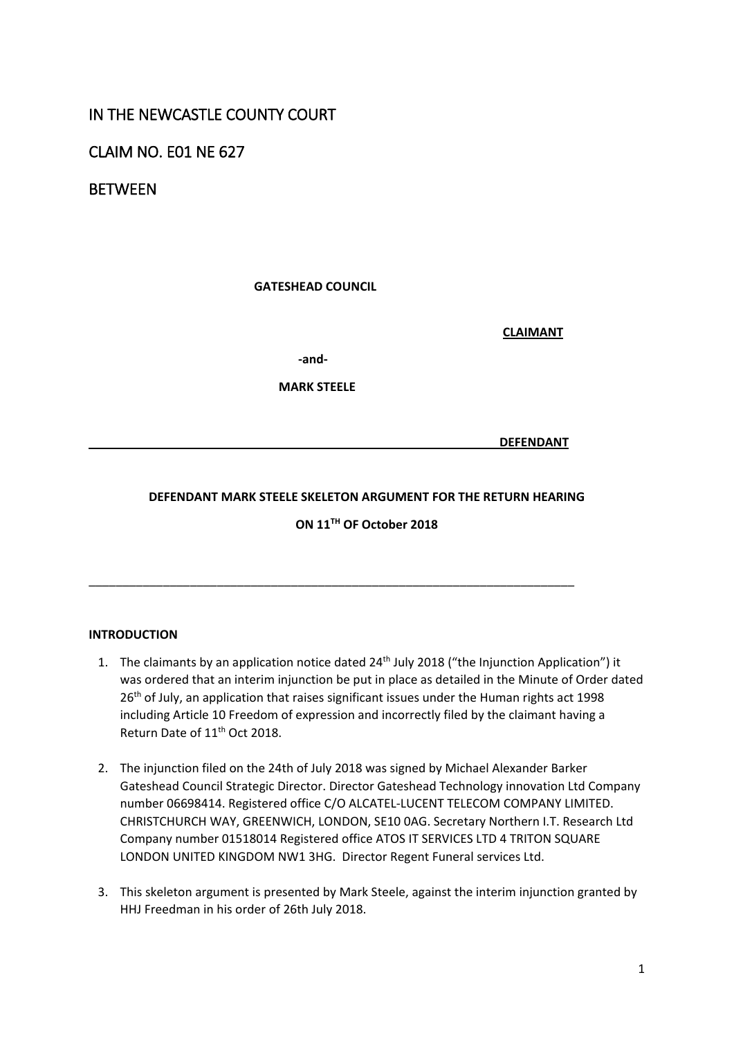# IN THE NEWCASTLE COUNTY COURT

## CLAIM NO. E01 NE 627

## BETWEEN

**GATESHEAD COUNCIL**

**CLAIMANT**

**-and-**

**MARK STEELE**

**DEFENDANT**

---

**DEFENDANT MARK STEELE SKELETON ARGUMENT FOR THE RETURN HEARING**

**ON 11TH OF October 2018**

---

**INTRODUCTION**

1. The claimants by an application notice dated 24th July 2018 ("the Injunction Application") it was ordered that an interim injunction be put in place as detailed in the Minute of Order dated 26th of July, an application that raises significant issues under the Human rights act 1998 including Article 10 Freedom of expression and incorrectly filed by the claimant having a Return Date of 11th Oct 2018.

2. The injunction filed on the 24th of July 2018 was signed by Michael Alexander Barker Gateshead Council Strategic Director. Director Gateshead Technology innovation Ltd Company number 06698414. Registered office C/O ALCATEL-LUCENT TELECOM COMPANY LIMITED. CHRISTCHURCH WAY, GREENWICH, LONDON, SE10 0AG. Secretary Northern I.T. Research Ltd Company number 01518014 Registered office ATOS IT SERVICES LTD 4 TRITON SQUARE LONDON UNITED KINGDOM NW1 3HG. Director Regent Funeral services Ltd.

3. This skeleton argument is presented by Mark Steele, against the interim injunction granted by HHJ Freedman in his order of 26th July 2018.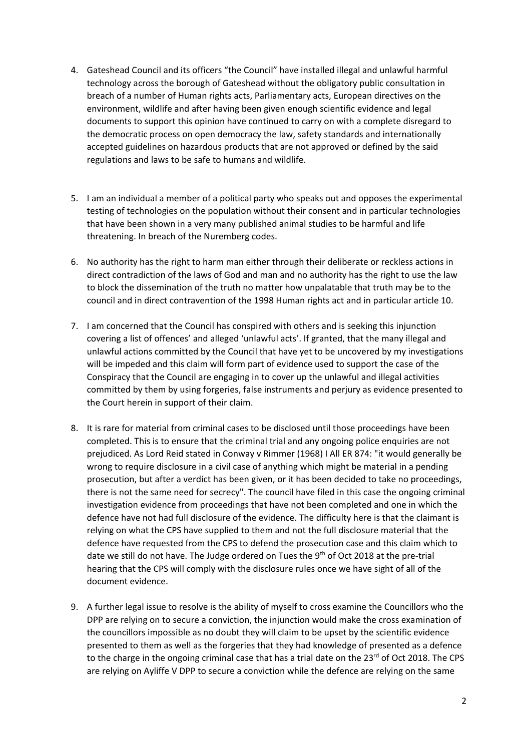4. Gateshead Council and its officers "the Council" have installed illegal and unlawful harmful technology across the borough of Gateshead without the obligatory public consultation in breach of a number of Human rights acts, Parliamentary acts, European directives on the environment, wildlife and after having been given enough scientific evidence and legal documents to support this opinion have continued to carry on with a complete disregard to the democratic process on open democracy the law, safety standards and internationally accepted guidelines on hazardous products that are not approved or defined by the said regulations and laws to be safe to humans and wildlife.

5. I am an individual a member of a political party who speaks out and opposes the experimental testing of technologies on the population without their consent and in particular technologies that have been shown in a very many published animal studies to be harmful and life threatening. In breach of the Nuremberg codes.

6. No authority has the right to harm man either through their deliberate or reckless actions in direct contradiction of the laws of God and man and no authority has the right to use the law to block the dissemination of the truth no matter how unpalatable that truth may be to the council and in direct contravention of the 1998 Human rights act and in particular article 10.

7. I am concerned that the Council has conspired with others and is seeking this injunction covering a list of offences' and alleged 'unlawful acts'. If granted, that the many illegal and unlawful actions committed by the Council that have yet to be uncovered by my investigations will be impeded and this claim will form part of evidence used to support the case of the Conspiracy that the Council are engaging in to cover up the unlawful and illegal activities committed by them by using forgeries, false instruments and perjury as evidence presented to the Court herein in support of their claim.

8. It is rare for material from criminal cases to be disclosed until those proceedings have been completed. This is to ensure that the criminal trial and any ongoing police enquiries are not prejudiced. As Lord Reid stated in Conway v Rimmer (1968) I All ER 874: "it would generally be wrong to require disclosure in a civil case of anything which might be material in a pending prosecution, but after a verdict has been given, or it has been decided to take no proceedings, there is not the same need for secrecy". The council have filed in this case the ongoing criminal investigation evidence from proceedings that have not been completed and one in which the defence have not had full disclosure of the evidence. The difficulty here is that the claimant is relying on what the CPS have supplied to them and not the full disclosure material that the defence have requested from the CPS to defend the prosecution case and this claim which to date we still do not have. The Judge ordered on Tues the 9th of Oct 2018 at the pre-trial hearing that the CPS will comply with the disclosure rules once we have sight of all of the document evidence.

9. A further legal issue to resolve is the ability of myself to cross examine the Councillors who the DPP are relying on to secure a conviction, the injunction would make the cross examination of the councillors impossible as no doubt they will claim to be upset by the scientific evidence presented to them as well as the forgeries that they had knowledge of presented as a defence to the charge in the ongoing criminal case that has a trial date on the 23rd of Oct 2018. The CPS are relying on Ayliffe V DPP to secure a conviction while the defence are relying on the same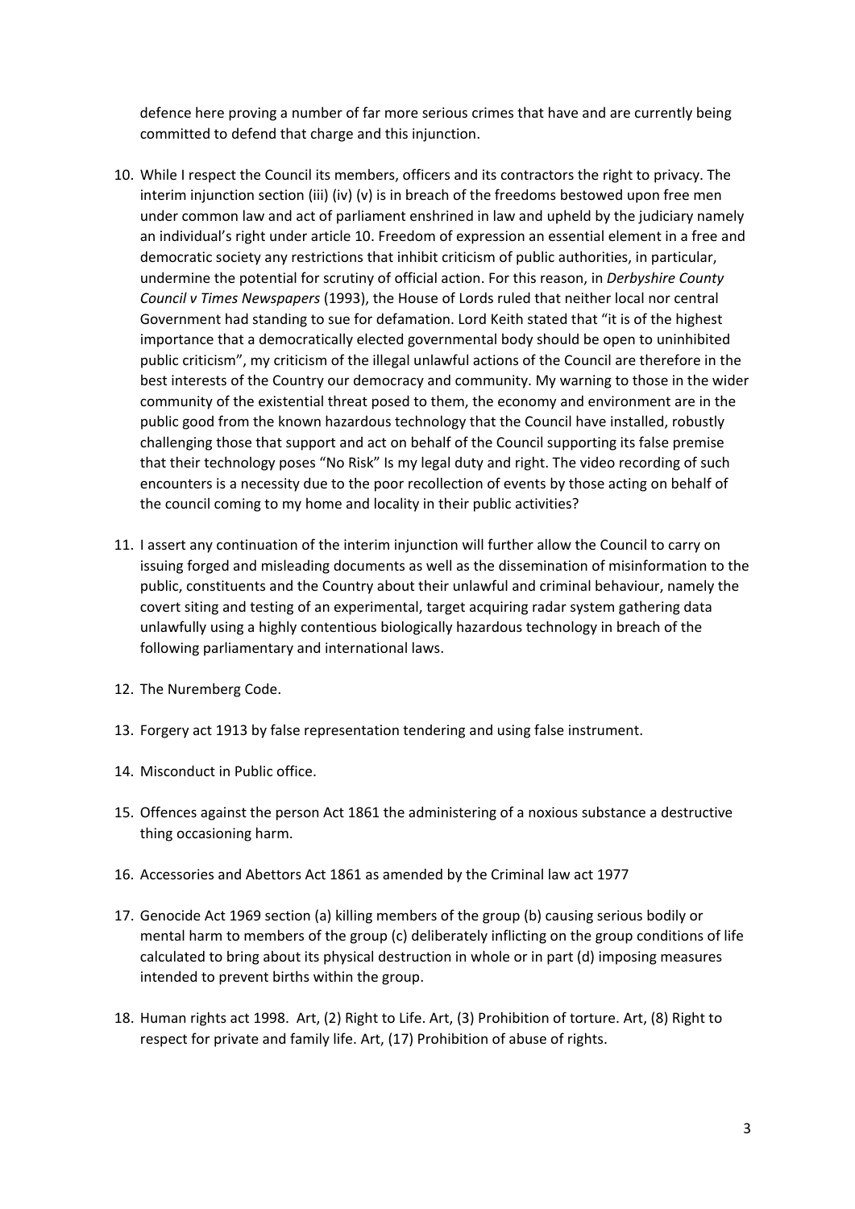defence here proving a number of far more serious crimes that have and are currently being committed to defend that charge and this injunction.

10. While I respect the Council its members, officers and its contractors the right to privacy. The interim injunction section (iii) (iv) (v) is in breach of the freedoms bestowed upon free men under common law and act of parliament enshrined in law and upheld by the judiciary namely an individual's right under article 10. Freedom of expression an essential element in a free and democratic society any restrictions that inhibit criticism of public authorities, in particular, undermine the potential for scrutiny of official action. For this reason, in *Derbyshire County Council v Times Newspapers* (1993), the House of Lords ruled that neither local nor central Government had standing to sue for defamation. Lord Keith stated that "it is of the highest importance that a democratically elected governmental body should be open to uninhibited public criticism", my criticism of the illegal unlawful actions of the Council are therefore in the best interests of the Country our democracy and community. My warning to those in the wider community of the existential threat posed to them, the economy and environment are in the public good from the known hazardous technology that the Council have installed, robustly challenging those that support and act on behalf of the Council supporting its false premise that their technology poses "No Risk" Is my legal duty and right. The video recording of such encounters is a necessity due to the poor recollection of events by those acting on behalf of the council coming to my home and locality in their public activities?

11. I assert any continuation of the interim injunction will further allow the Council to carry on issuing forged and misleading documents as well as the dissemination of misinformation to the public, constituents and the Country about their unlawful and criminal behaviour, namely the covert siting and testing of an experimental, target acquiring radar system gathering data unlawfully using a highly contentious biologically hazardous technology in breach of the following parliamentary and international laws.

12. The Nuremberg Code.

13. Forgery act 1913 by false representation tendering and using false instrument.

14. Misconduct in Public office.

15. Offences against the person Act 1861 the administering of a noxious substance a destructive thing occasioning harm.

16. Accessories and Abettors Act 1861 as amended by the Criminal law act 1977

17. Genocide Act 1969 section (a) killing members of the group (b) causing serious bodily or mental harm to members of the group (c) deliberately inflicting on the group conditions of life calculated to bring about its physical destruction in whole or in part (d) imposing measures intended to prevent births within the group.

18. Human rights act 1998. Art, (2) Right to Life. Art, (3) Prohibition of torture. Art, (8) Right to respect for private and family life. Art, (17) Prohibition of abuse of rights.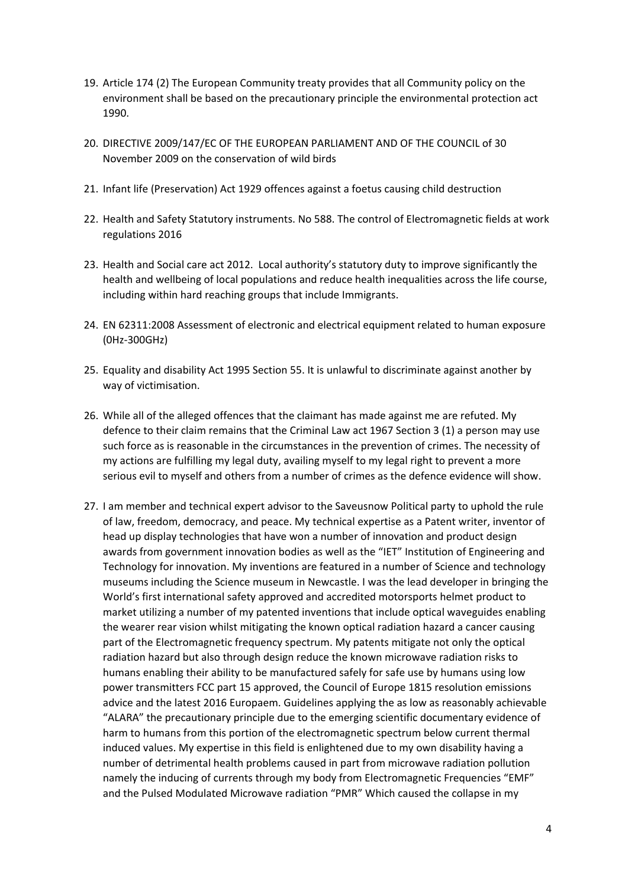19. Article 174 (2) The European Community treaty provides that all Community policy on the environment shall be based on the precautionary principle the environmental protection act 1990.

20. DIRECTIVE 2009/147/EC OF THE EUROPEAN PARLIAMENT AND OF THE COUNCIL of 30 November 2009 on the conservation of wild birds

21. Infant life (Preservation) Act 1929 offences against a foetus causing child destruction

22. Health and Safety Statutory instruments. No 588. The control of Electromagnetic fields at work regulations 2016

23. Health and Social care act 2012. Local authority's statutory duty to improve significantly the health and wellbeing of local populations and reduce health inequalities across the life course, including within hard reaching groups that include Immigrants.

24. EN 62311:2008 Assessment of electronic and electrical equipment related to human exposure (0Hz-300GHz)

25. Equality and disability Act 1995 Section 55. It is unlawful to discriminate against another by way of victimisation.

26. While all of the alleged offences that the claimant has made against me are refuted. My defence to their claim remains that the Criminal Law act 1967 Section 3 (1) a person may use such force as is reasonable in the circumstances in the prevention of crimes. The necessity of my actions are fulfilling my legal duty, availing myself to my legal right to prevent a more serious evil to myself and others from a number of crimes as the defence evidence will show.

27. I am member and technical expert advisor to the Saveusnow Political party to uphold the rule of law, freedom, democracy, and peace. My technical expertise as a Patent writer, inventor of head up display technologies that have won a number of innovation and product design awards from government innovation bodies as well as the "IET" Institution of Engineering and Technology for innovation. My inventions are featured in a number of Science and technology museums including the Science museum in Newcastle. I was the lead developer in bringing the World's first international safety approved and accredited motorsports helmet product to market utilizing a number of my patented inventions that include optical waveguides enabling the wearer rear vision whilst mitigating the known optical radiation hazard a cancer causing part of the Electromagnetic frequency spectrum. My patents mitigate not only the optical radiation hazard but also through design reduce the known microwave radiation risks to humans enabling their ability to be manufactured safely for safe use by humans using low power transmitters FCC part 15 approved, the Council of Europe 1815 resolution emissions advice and the latest 2016 Europaem. Guidelines applying the as low as reasonably achievable "ALARA" the precautionary principle due to the emerging scientific documentary evidence of harm to humans from this portion of the electromagnetic spectrum below current thermal induced values. My expertise in this field is enlightened due to my own disability having a number of detrimental health problems caused in part from microwave radiation pollution namely the inducing of currents through my body from Electromagnetic Frequencies "EMF" and the Pulsed Modulated Microwave radiation "PMR" Which caused the collapse in my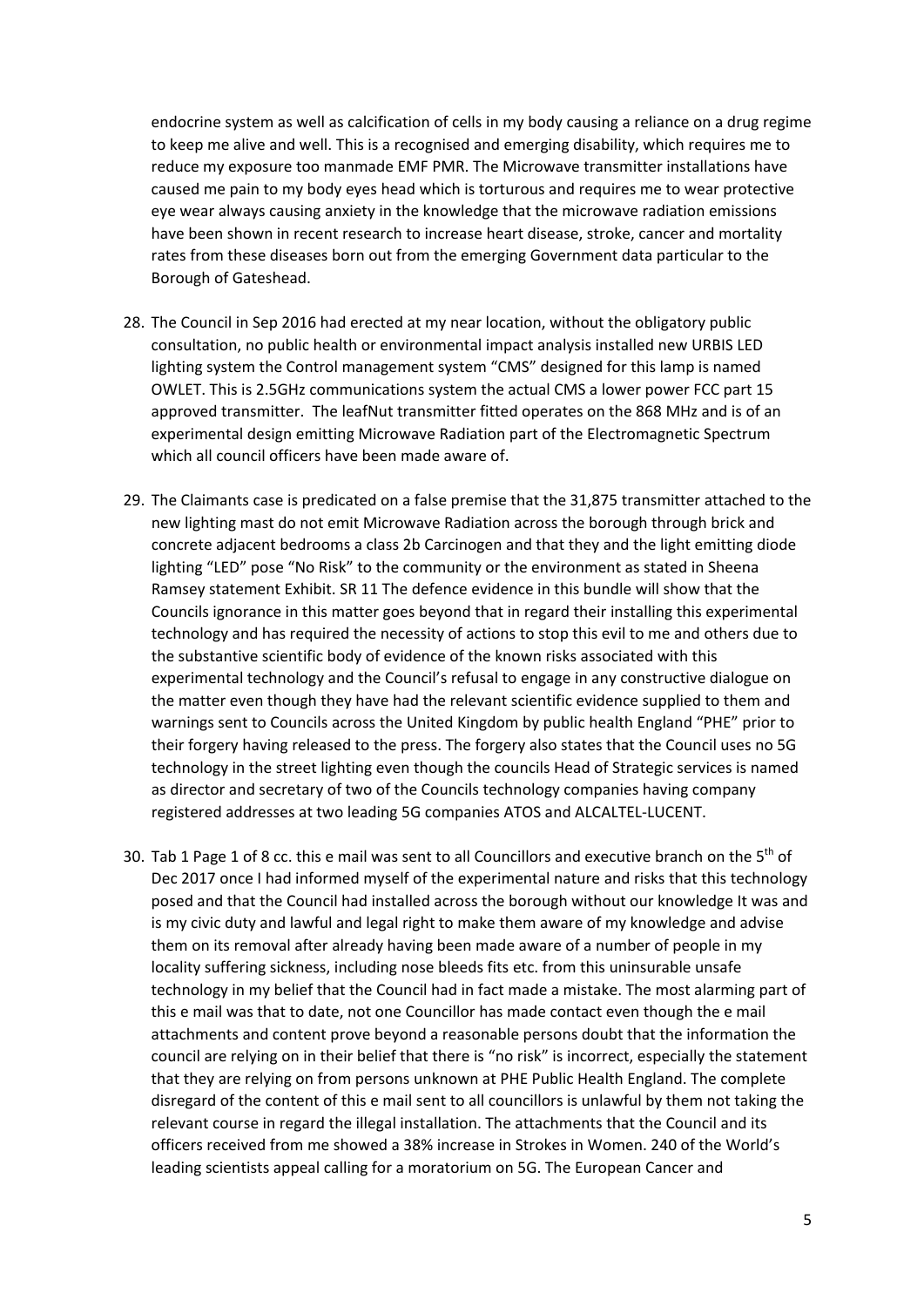endocrine system as well as calcification of cells in my body causing a reliance on a drug regime to keep me alive and well. This is a recognised and emerging disability, which requires me to reduce my exposure too manmade EMF PMR. The Microwave transmitter installations have caused me pain to my body eyes head which is torturous and requires me to wear protective eye wear always causing anxiety in the knowledge that the microwave radiation emissions have been shown in recent research to increase heart disease, stroke, cancer and mortality rates from these diseases born out from the emerging Government data particular to the Borough of Gateshead.

28. The Council in Sep 2016 had erected at my near location, without the obligatory public consultation, no public health or environmental impact analysis installed new URBIS LED lighting system the Control management system "CMS" designed for this lamp is named OWLET. This is 2.5GHz communications system the actual CMS a lower power FCC part 15 approved transmitter. The leafNut transmitter fitted operates on the 868 MHz and is of an experimental design emitting Microwave Radiation part of the Electromagnetic Spectrum which all council officers have been made aware of.

29. The Claimants case is predicated on a false premise that the 31,875 transmitter attached to the new lighting mast do not emit Microwave Radiation across the borough through brick and concrete adjacent bedrooms a class 2b Carcinogen and that they and the light emitting diode lighting "LED" pose "No Risk" to the community or the environment as stated in Sheena Ramsey statement Exhibit. SR 11 The defence evidence in this bundle will show that the Councils ignorance in this matter goes beyond that in regard their installing this experimental technology and has required the necessity of actions to stop this evil to me and others due to the substantive scientific body of evidence of the known risks associated with this experimental technology and the Council's refusal to engage in any constructive dialogue on the matter even though they have had the relevant scientific evidence supplied to them and warnings sent to Councils across the United Kingdom by public health England "PHE" prior to their forgery having released to the press. The forgery also states that the Council uses no 5G technology in the street lighting even though the councils Head of Strategic services is named as director and secretary of two of the Councils technology companies having company registered addresses at two leading 5G companies ATOS and ALCALTEL-LUCENT.

30. Tab 1 Page 1 of 8 cc. this e mail was sent to all Councillors and executive branch on the 5th of Dec 2017 once I had informed myself of the experimental nature and risks that this technology posed and that the Council had installed across the borough without our knowledge It was and is my civic duty and lawful and legal right to make them aware of my knowledge and advise them on its removal after already having been made aware of a number of people in my locality suffering sickness, including nose bleeds fits etc. from this uninsurable unsafe technology in my belief that the Council had in fact made a mistake. The most alarming part of this e mail was that to date, not one Councillor has made contact even though the e mail attachments and content prove beyond a reasonable persons doubt that the information the council are relying on in their belief that there is "no risk" is incorrect, especially the statement that they are relying on from persons unknown at PHE Public Health England. The complete disregard of the content of this e mail sent to all councillors is unlawful by them not taking the relevant course in regard the illegal installation. The attachments that the Council and its officers received from me showed a 38% increase in Strokes in Women. 240 of the World's leading scientists appeal calling for a moratorium on 5G. The European Cancer and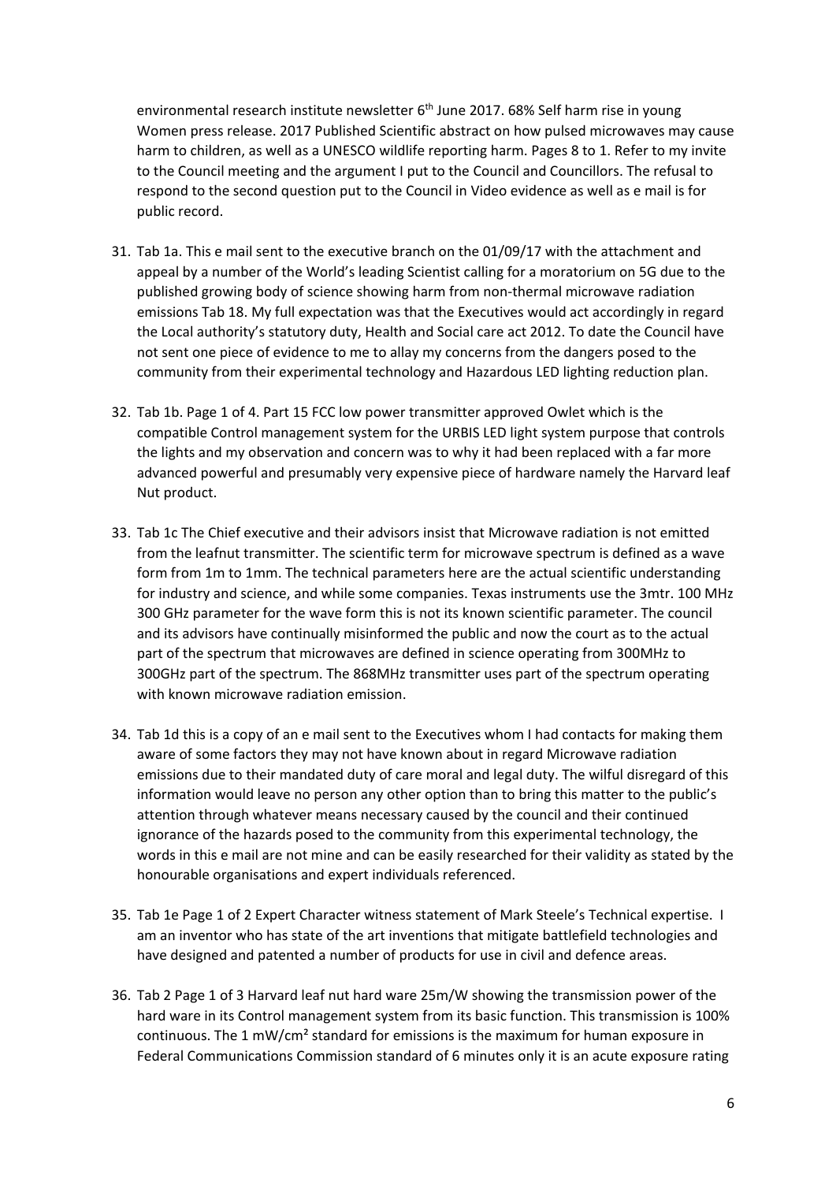environmental research institute newsletter 6th June 2017. 68% Self harm rise in young Women press release. 2017 Published Scientific abstract on how pulsed microwaves may cause harm to children, as well as a UNESCO wildlife reporting harm. Pages 8 to 1. Refer to my invite to the Council meeting and the argument I put to the Council and Councillors. The refusal to respond to the second question put to the Council in Video evidence as well as e mail is for public record.

31. Tab 1a. This e mail sent to the executive branch on the 01/09/17 with the attachment and appeal by a number of the World's leading Scientist calling for a moratorium on 5G due to the published growing body of science showing harm from non-thermal microwave radiation emissions Tab 18. My full expectation was that the Executives would act accordingly in regard the Local authority's statutory duty, Health and Social care act 2012. To date the Council have not sent one piece of evidence to me to allay my concerns from the dangers posed to the community from their experimental technology and Hazardous LED lighting reduction plan.

32. Tab 1b. Page 1 of 4. Part 15 FCC low power transmitter approved Owlet which is the compatible Control management system for the URBIS LED light system purpose that controls the lights and my observation and concern was to why it had been replaced with a far more advanced powerful and presumably very expensive piece of hardware namely the Harvard leaf Nut product.

33. Tab 1c The Chief executive and their advisors insist that Microwave radiation is not emitted from the leafnut transmitter. The scientific term for microwave spectrum is defined as a wave form from 1m to 1mm. The technical parameters here are the actual scientific understanding for industry and science, and while some companies. Texas instruments use the 3mtr. 100 MHz 300 GHz parameter for the wave form this is not its known scientific parameter. The council and its advisors have continually misinformed the public and now the court as to the actual part of the spectrum that microwaves are defined in science operating from 300MHz to 300GHz part of the spectrum. The 868MHz transmitter uses part of the spectrum operating with known microwave radiation emission.

34. Tab 1d this is a copy of an e mail sent to the Executives whom I had contacts for making them aware of some factors they may not have known about in regard Microwave radiation emissions due to their mandated duty of care moral and legal duty. The wilful disregard of this information would leave no person any other option than to bring this matter to the public's attention through whatever means necessary caused by the council and their continued ignorance of the hazards posed to the community from this experimental technology, the words in this e mail are not mine and can be easily researched for their validity as stated by the honourable organisations and expert individuals referenced.

35. Tab 1e Page 1 of 2 Expert Character witness statement of Mark Steele's Technical expertise. I am an inventor who has state of the art inventions that mitigate battlefield technologies and have designed and patented a number of products for use in civil and defence areas.

36. Tab 2 Page 1 of 3 Harvard leaf nut hard ware 25m/W showing the transmission power of the hard ware in its Control management system from its basic function. This transmission is 100% continuous. The 1 mW/cm² standard for emissions is the maximum for human exposure in Federal Communications Commission standard of 6 minutes only it is an acute exposure rating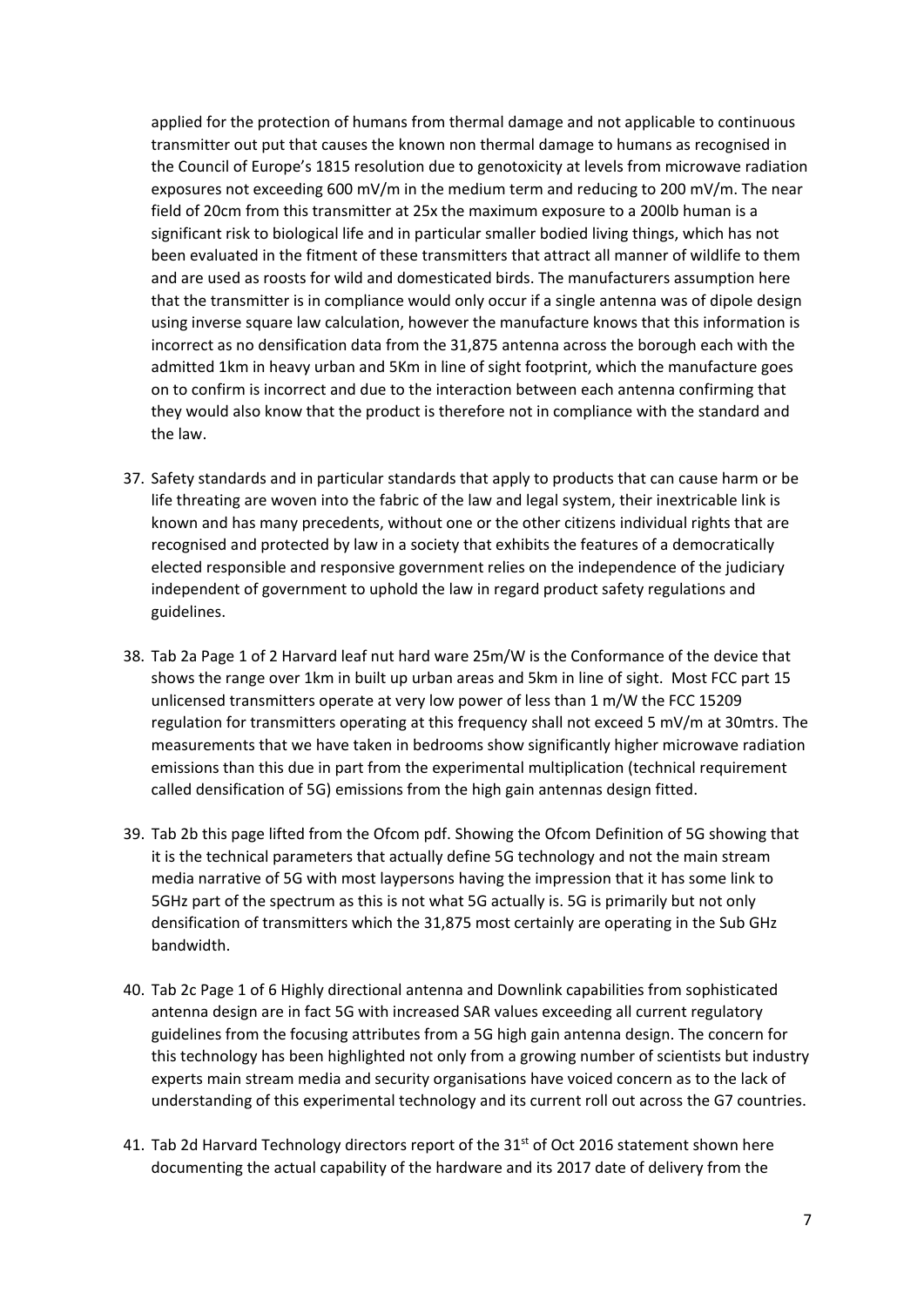applied for the protection of humans from thermal damage and not applicable to continuous transmitter out put that causes the known non thermal damage to humans as recognised in the Council of Europe's 1815 resolution due to genotoxicity at levels from microwave radiation exposures not exceeding 600 mV/m in the medium term and reducing to 200 mV/m. The near field of 20cm from this transmitter at 25x the maximum exposure to a 200lb human is a significant risk to biological life and in particular smaller bodied living things, which has not been evaluated in the fitment of these transmitters that attract all manner of wildlife to them and are used as roosts for wild and domesticated birds. The manufacturers assumption here that the transmitter is in compliance would only occur if a single antenna was of dipole design using inverse square law calculation, however the manufacture knows that this information is incorrect as no densification data from the 31,875 antenna across the borough each with the admitted 1km in heavy urban and 5Km in line of sight footprint, which the manufacture goes on to confirm is incorrect and due to the interaction between each antenna confirming that they would also know that the product is therefore not in compliance with the standard and the law.

37. Safety standards and in particular standards that apply to products that can cause harm or be life threating are woven into the fabric of the law and legal system, their inextricable link is known and has many precedents, without one or the other citizens individual rights that are recognised and protected by law in a society that exhibits the features of a democratically elected responsible and responsive government relies on the independence of the judiciary independent of government to uphold the law in regard product safety regulations and guidelines.

38. Tab 2a Page 1 of 2 Harvard leaf nut hard ware 25m/W is the Conformance of the device that shows the range over 1km in built up urban areas and 5km in line of sight. Most FCC part 15 unlicensed transmitters operate at very low power of less than 1 m/W the FCC 15209 regulation for transmitters operating at this frequency shall not exceed 5 mV/m at 30mtrs. The measurements that we have taken in bedrooms show significantly higher microwave radiation emissions than this due in part from the experimental multiplication (technical requirement called densification of 5G) emissions from the high gain antennas design fitted.

39. Tab 2b this page lifted from the Ofcom pdf. Showing the Ofcom Definition of 5G showing that it is the technical parameters that actually define 5G technology and not the main stream media narrative of 5G with most laypersons having the impression that it has some link to 5GHz part of the spectrum as this is not what 5G actually is. 5G is primarily but not only densification of transmitters which the 31,875 most certainly are operating in the Sub GHz bandwidth.

40. Tab 2c Page 1 of 6 Highly directional antenna and Downlink capabilities from sophisticated antenna design are in fact 5G with increased SAR values exceeding all current regulatory guidelines from the focusing attributes from a 5G high gain antenna design. The concern for this technology has been highlighted not only from a growing number of scientists but industry experts main stream media and security organisations have voiced concern as to the lack of understanding of this experimental technology and its current roll out across the G7 countries.

41. Tab 2d Harvard Technology directors report of the 31st of Oct 2016 statement shown here documenting the actual capability of the hardware and its 2017 date of delivery from the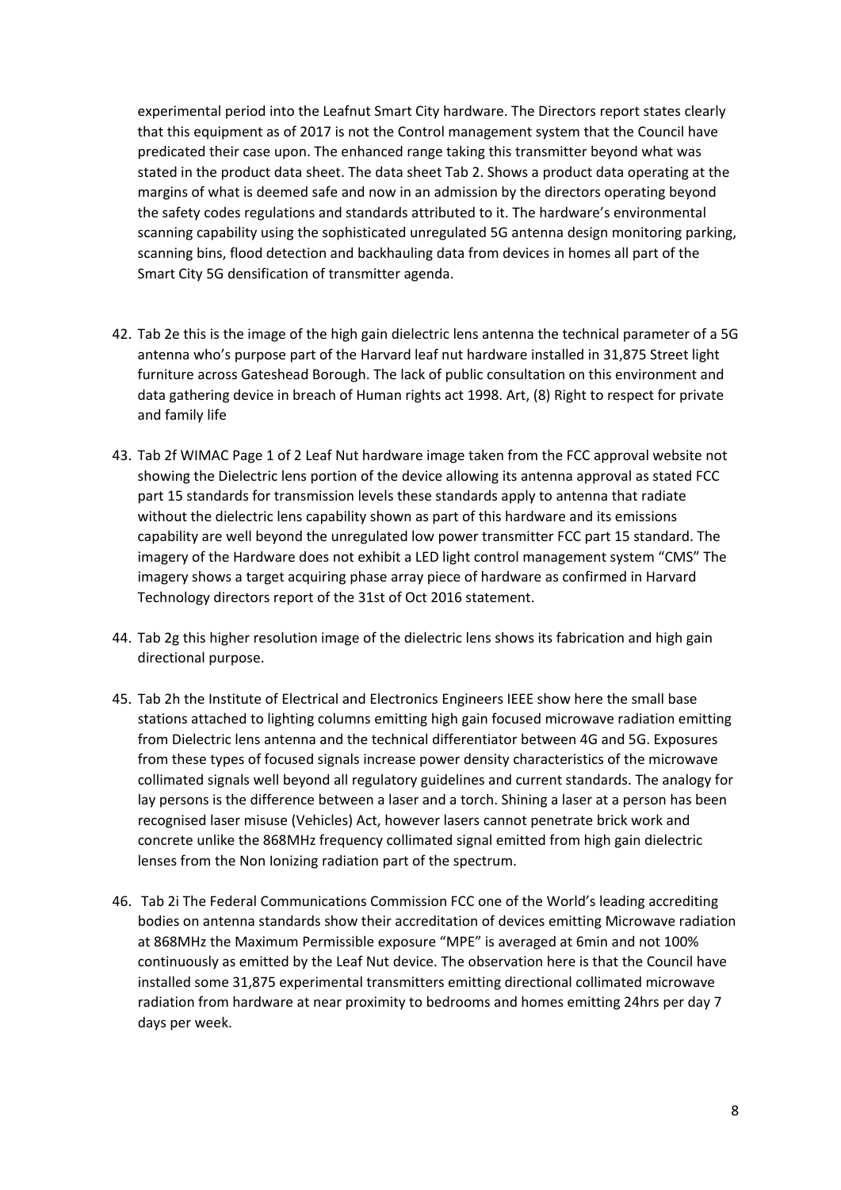experimental period into the Leafnut Smart City hardware. The Directors report states clearly that this equipment as of 2017 is not the Control management system that the Council have predicated their case upon. The enhanced range taking this transmitter beyond what was stated in the product data sheet. The data sheet Tab 2. Shows a product data operating at the margins of what is deemed safe and now in an admission by the directors operating beyond the safety codes regulations and standards attributed to it. The hardware's environmental scanning capability using the sophisticated unregulated 5G antenna design monitoring parking, scanning bins, flood detection and backhauling data from devices in homes all part of the Smart City 5G densification of transmitter agenda.

42. Tab 2e this is the image of the high gain dielectric lens antenna the technical parameter of a 5G antenna who's purpose part of the Harvard leaf nut hardware installed in 31,875 Street light furniture across Gateshead Borough. The lack of public consultation on this environment and data gathering device in breach of Human rights act 1998. Art, (8) Right to respect for private and family life

43. Tab 2f WIMAC Page 1 of 2 Leaf Nut hardware image taken from the FCC approval website not showing the Dielectric lens portion of the device allowing its antenna approval as stated FCC part 15 standards for transmission levels these standards apply to antenna that radiate without the dielectric lens capability shown as part of this hardware and its emissions capability are well beyond the unregulated low power transmitter FCC part 15 standard. The imagery of the Hardware does not exhibit a LED light control management system "CMS" The imagery shows a target acquiring phase array piece of hardware as confirmed in Harvard Technology directors report of the 31st of Oct 2016 statement.

44. Tab 2g this higher resolution image of the dielectric lens shows its fabrication and high gain directional purpose.

45. Tab 2h the Institute of Electrical and Electronics Engineers IEEE show here the small base stations attached to lighting columns emitting high gain focused microwave radiation emitting from Dielectric lens antenna and the technical differentiator between 4G and 5G. Exposures from these types of focused signals increase power density characteristics of the microwave collimated signals well beyond all regulatory guidelines and current standards. The analogy for lay persons is the difference between a laser and a torch. Shining a laser at a person has been recognised laser misuse (Vehicles) Act, however lasers cannot penetrate brick work and concrete unlike the 868MHz frequency collimated signal emitted from high gain dielectric lenses from the Non Ionizing radiation part of the spectrum.

46. Tab 2i The Federal Communications Commission FCC one of the World's leading accrediting bodies on antenna standards show their accreditation of devices emitting Microwave radiation at 868MHz the Maximum Permissible exposure "MPE" is averaged at 6min and not 100% continuously as emitted by the Leaf Nut device. The observation here is that the Council have installed some 31,875 experimental transmitters emitting directional collimated microwave radiation from hardware at near proximity to bedrooms and homes emitting 24hrs per day 7 days per week.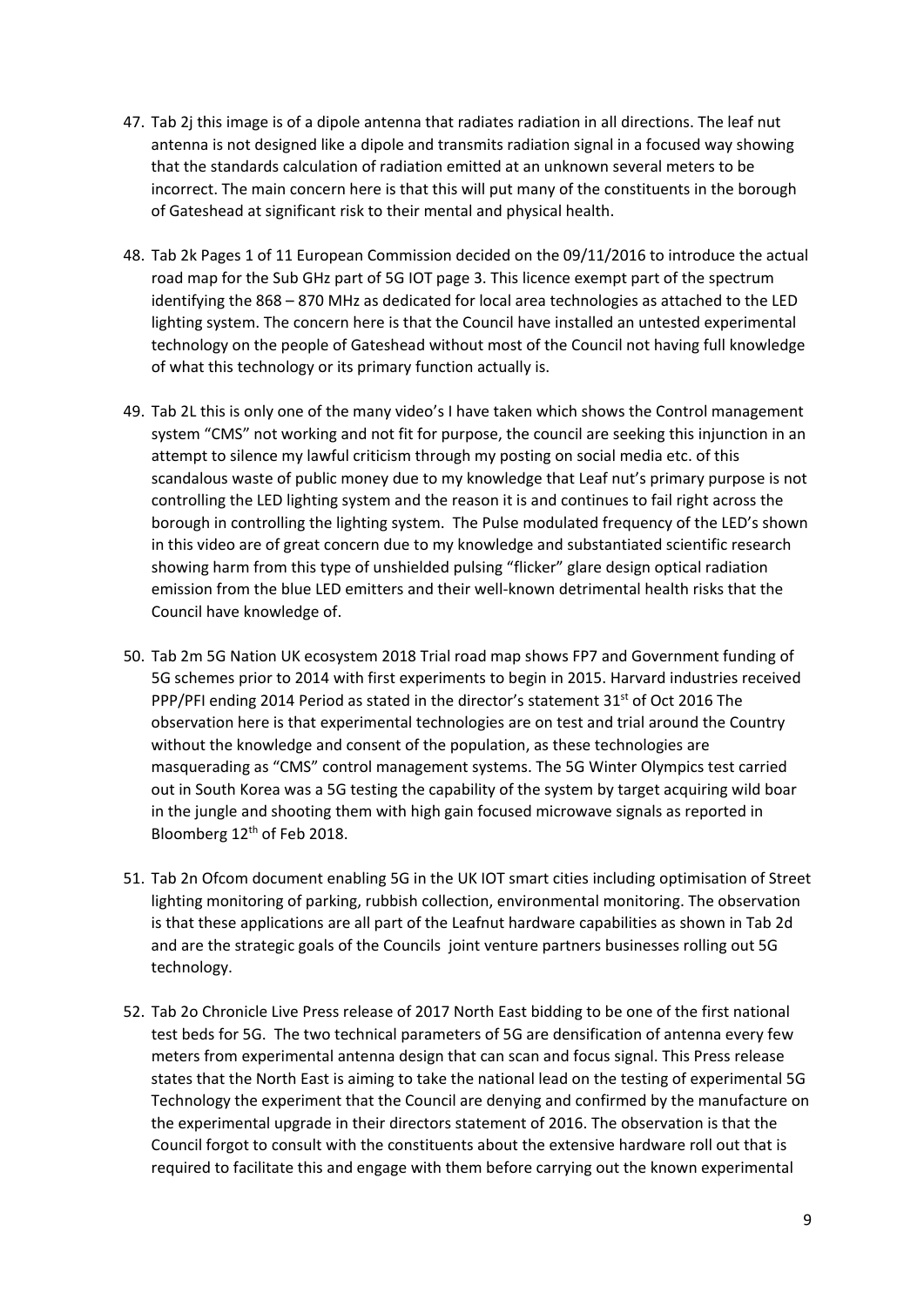47. Tab 2j this image is of a dipole antenna that radiates radiation in all directions. The leaf nut antenna is not designed like a dipole and transmits radiation signal in a focused way showing that the standards calculation of radiation emitted at an unknown several meters to be incorrect. The main concern here is that this will put many of the constituents in the borough of Gateshead at significant risk to their mental and physical health.

48. Tab 2k Pages 1 of 11 European Commission decided on the 09/11/2016 to introduce the actual road map for the Sub GHz part of 5G IOT page 3. This licence exempt part of the spectrum identifying the 868 – 870 MHz as dedicated for local area technologies as attached to the LED lighting system. The concern here is that the Council have installed an untested experimental technology on the people of Gateshead without most of the Council not having full knowledge of what this technology or its primary function actually is.

49. Tab 2L this is only one of the many video's I have taken which shows the Control management system "CMS" not working and not fit for purpose, the council are seeking this injunction in an attempt to silence my lawful criticism through my posting on social media etc. of this scandalous waste of public money due to my knowledge that Leaf nut's primary purpose is not controlling the LED lighting system and the reason it is and continues to fail right across the borough in controlling the lighting system. The Pulse modulated frequency of the LED's shown in this video are of great concern due to my knowledge and substantiated scientific research showing harm from this type of unshielded pulsing "flicker" glare design optical radiation emission from the blue LED emitters and their well-known detrimental health risks that the Council have knowledge of.

50. Tab 2m 5G Nation UK ecosystem 2018 Trial road map shows FP7 and Government funding of 5G schemes prior to 2014 with first experiments to begin in 2015. Harvard industries received PPP/PFI ending 2014 Period as stated in the director's statement 31st of Oct 2016 The observation here is that experimental technologies are on test and trial around the Country without the knowledge and consent of the population, as these technologies are masquerading as "CMS" control management systems. The 5G Winter Olympics test carried out in South Korea was a 5G testing the capability of the system by target acquiring wild boar in the jungle and shooting them with high gain focused microwave signals as reported in Bloomberg 12th of Feb 2018.

51. Tab 2n Ofcom document enabling 5G in the UK IOT smart cities including optimisation of Street lighting monitoring of parking, rubbish collection, environmental monitoring. The observation is that these applications are all part of the Leafnut hardware capabilities as shown in Tab 2d and are the strategic goals of the Councils joint venture partners businesses rolling out 5G technology.

52. Tab 2o Chronicle Live Press release of 2017 North East bidding to be one of the first national test beds for 5G. The two technical parameters of 5G are densification of antenna every few meters from experimental antenna design that can scan and focus signal. This Press release states that the North East is aiming to take the national lead on the testing of experimental 5G Technology the experiment that the Council are denying and confirmed by the manufacture on the experimental upgrade in their directors statement of 2016. The observation is that the Council forgot to consult with the constituents about the extensive hardware roll out that is required to facilitate this and engage with them before carrying out the known experimental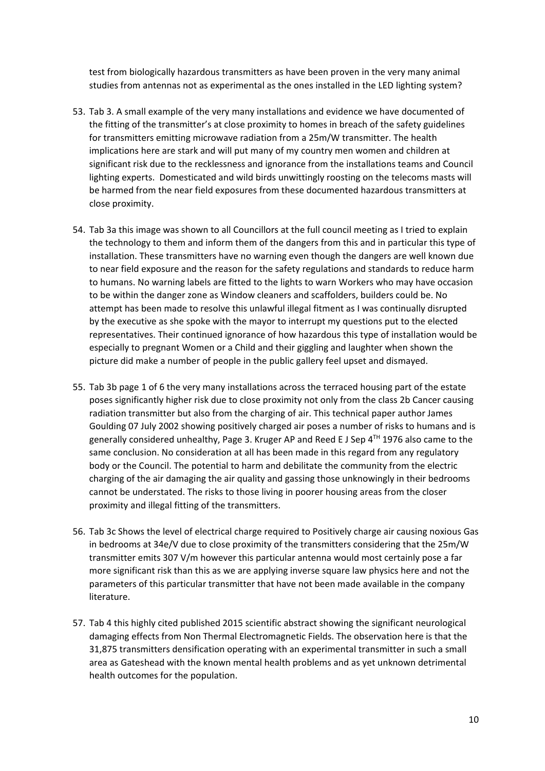test from biologically hazardous transmitters as have been proven in the very many animal studies from antennas not as experimental as the ones installed in the LED lighting system?

53. Tab 3. A small example of the very many installations and evidence we have documented of the fitting of the transmitter's at close proximity to homes in breach of the safety guidelines for transmitters emitting microwave radiation from a 25m/W transmitter. The health implications here are stark and will put many of my country men women and children at significant risk due to the recklessness and ignorance from the installations teams and Council lighting experts. Domesticated and wild birds unwittingly roosting on the telecoms masts will be harmed from the near field exposures from these documented hazardous transmitters at close proximity.

54. Tab 3a this image was shown to all Councillors at the full council meeting as I tried to explain the technology to them and inform them of the dangers from this and in particular this type of installation. These transmitters have no warning even though the dangers are well known due to near field exposure and the reason for the safety regulations and standards to reduce harm to humans. No warning labels are fitted to the lights to warn Workers who may have occasion to be within the danger zone as Window cleaners and scaffolders, builders could be. No attempt has been made to resolve this unlawful illegal fitment as I was continually disrupted by the executive as she spoke with the mayor to interrupt my questions put to the elected representatives. Their continued ignorance of how hazardous this type of installation would be especially to pregnant Women or a Child and their giggling and laughter when shown the picture did make a number of people in the public gallery feel upset and dismayed.

55. Tab 3b page 1 of 6 the very many installations across the terraced housing part of the estate poses significantly higher risk due to close proximity not only from the class 2b Cancer causing radiation transmitter but also from the charging of air. This technical paper author James Goulding 07 July 2002 showing positively charged air poses a number of risks to humans and is generally considered unhealthy, Page 3. Kruger AP and Reed E J Sep 4TH 1976 also came to the same conclusion. No consideration at all has been made in this regard from any regulatory body or the Council. The potential to harm and debilitate the community from the electric charging of the air damaging the air quality and gassing those unknowingly in their bedrooms cannot be understated. The risks to those living in poorer housing areas from the closer proximity and illegal fitting of the transmitters.

56. Tab 3c Shows the level of electrical charge required to Positively charge air causing noxious Gas in bedrooms at 34e/V due to close proximity of the transmitters considering that the 25m/W transmitter emits 307 V/m however this particular antenna would most certainly pose a far more significant risk than this as we are applying inverse square law physics here and not the parameters of this particular transmitter that have not been made available in the company literature.

57. Tab 4 this highly cited published 2015 scientific abstract showing the significant neurological damaging effects from Non Thermal Electromagnetic Fields. The observation here is that the 31,875 transmitters densification operating with an experimental transmitter in such a small area as Gateshead with the known mental health problems and as yet unknown detrimental health outcomes for the population.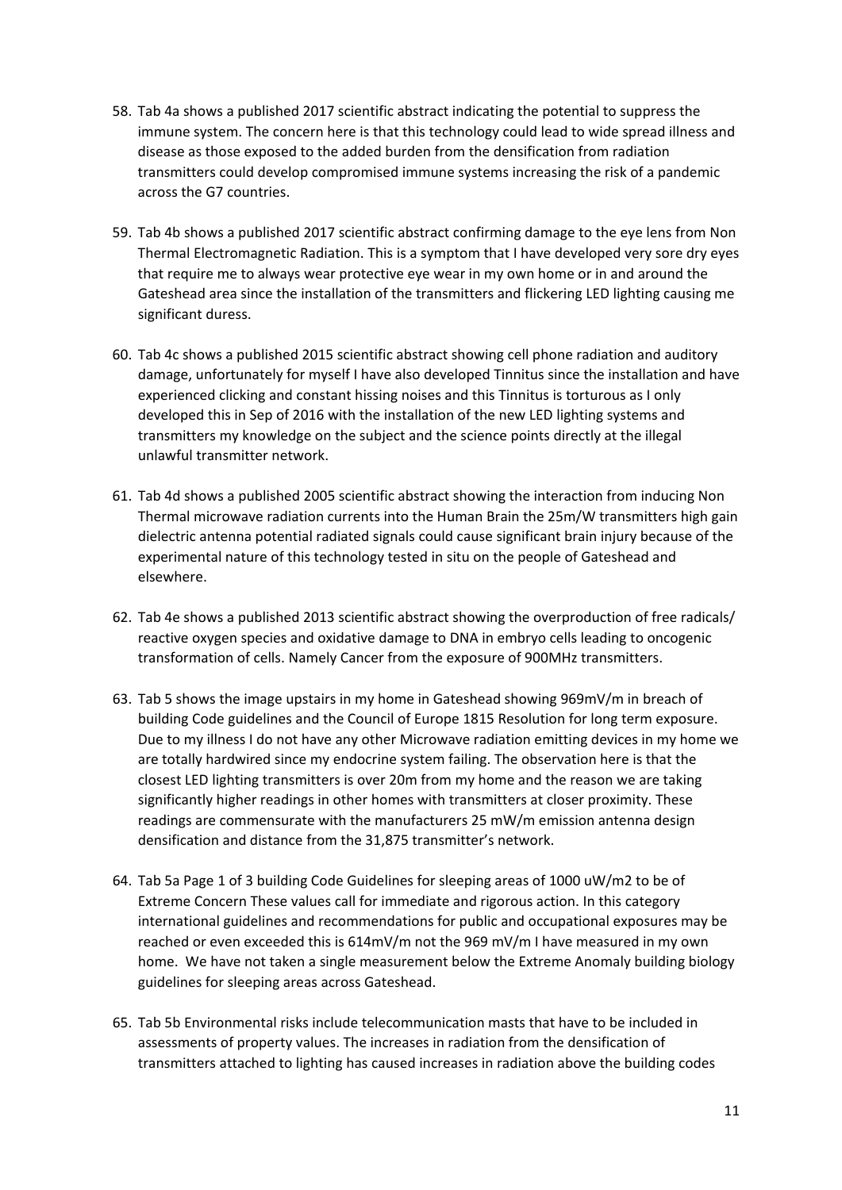58. Tab 4a shows a published 2017 scientific abstract indicating the potential to suppress the immune system. The concern here is that this technology could lead to wide spread illness and disease as those exposed to the added burden from the densification from radiation transmitters could develop compromised immune systems increasing the risk of a pandemic across the G7 countries.

59. Tab 4b shows a published 2017 scientific abstract confirming damage to the eye lens from Non Thermal Electromagnetic Radiation. This is a symptom that I have developed very sore dry eyes that require me to always wear protective eye wear in my own home or in and around the Gateshead area since the installation of the transmitters and flickering LED lighting causing me significant duress.

60. Tab 4c shows a published 2015 scientific abstract showing cell phone radiation and auditory damage, unfortunately for myself I have also developed Tinnitus since the installation and have experienced clicking and constant hissing noises and this Tinnitus is torturous as I only developed this in Sep of 2016 with the installation of the new LED lighting systems and transmitters my knowledge on the subject and the science points directly at the illegal unlawful transmitter network.

61. Tab 4d shows a published 2005 scientific abstract showing the interaction from inducing Non Thermal microwave radiation currents into the Human Brain the 25m/W transmitters high gain dielectric antenna potential radiated signals could cause significant brain injury because of the experimental nature of this technology tested in situ on the people of Gateshead and elsewhere.

62. Tab 4e shows a published 2013 scientific abstract showing the overproduction of free radicals/ reactive oxygen species and oxidative damage to DNA in embryo cells leading to oncogenic transformation of cells. Namely Cancer from the exposure of 900MHz transmitters.

63. Tab 5 shows the image upstairs in my home in Gateshead showing 969mV/m in breach of building Code guidelines and the Council of Europe 1815 Resolution for long term exposure. Due to my illness I do not have any other Microwave radiation emitting devices in my home we are totally hardwired since my endocrine system failing. The observation here is that the closest LED lighting transmitters is over 20m from my home and the reason we are taking significantly higher readings in other homes with transmitters at closer proximity. These readings are commensurate with the manufacturers 25 mW/m emission antenna design densification and distance from the 31,875 transmitter's network.

64. Tab 5a Page 1 of 3 building Code Guidelines for sleeping areas of 1000 uW/m2 to be of Extreme Concern These values call for immediate and rigorous action. In this category international guidelines and recommendations for public and occupational exposures may be reached or even exceeded this is 614mV/m not the 969 mV/m I have measured in my own home. We have not taken a single measurement below the Extreme Anomaly building biology guidelines for sleeping areas across Gateshead.

65. Tab 5b Environmental risks include telecommunication masts that have to be included in assessments of property values. The increases in radiation from the densification of transmitters attached to lighting has caused increases in radiation above the building codes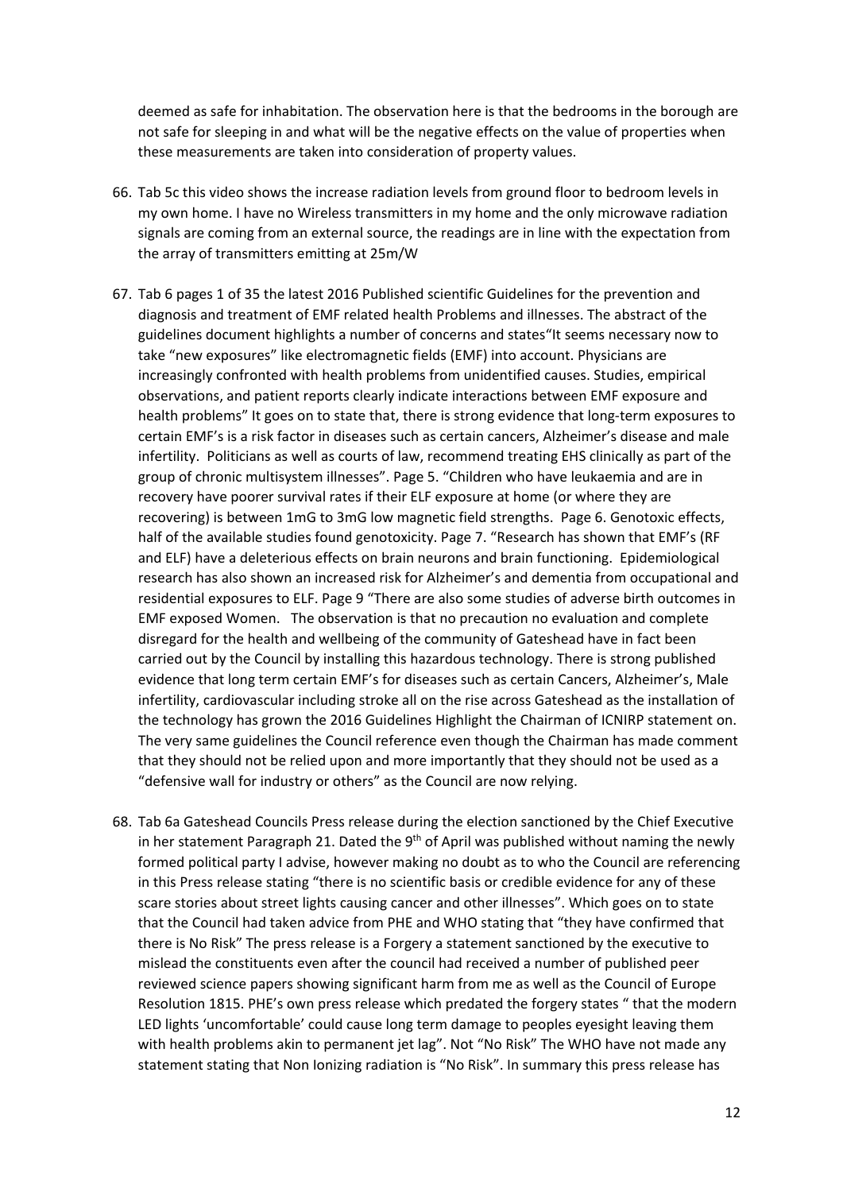deemed as safe for inhabitation. The observation here is that the bedrooms in the borough are not safe for sleeping in and what will be the negative effects on the value of properties when these measurements are taken into consideration of property values.

66. Tab 5c this video shows the increase radiation levels from ground floor to bedroom levels in my own home. I have no Wireless transmitters in my home and the only microwave radiation signals are coming from an external source, the readings are in line with the expectation from the array of transmitters emitting at 25m/W

67. Tab 6 pages 1 of 35 the latest 2016 Published scientific Guidelines for the prevention and diagnosis and treatment of EMF related health Problems and illnesses. The abstract of the guidelines document highlights a number of concerns and states"It seems necessary now to take "new exposures" like electromagnetic fields (EMF) into account. Physicians are increasingly confronted with health problems from unidentified causes. Studies, empirical observations, and patient reports clearly indicate interactions between EMF exposure and health problems" It goes on to state that, there is strong evidence that long-term exposures to certain EMF's is a risk factor in diseases such as certain cancers, Alzheimer's disease and male infertility. Politicians as well as courts of law, recommend treating EHS clinically as part of the group of chronic multisystem illnesses". Page 5. "Children who have leukaemia and are in recovery have poorer survival rates if their ELF exposure at home (or where they are recovering) is between 1mG to 3mG low magnetic field strengths. Page 6. Genotoxic effects, half of the available studies found genotoxicity. Page 7. "Research has shown that EMF's (RF and ELF) have a deleterious effects on brain neurons and brain functioning. Epidemiological research has also shown an increased risk for Alzheimer's and dementia from occupational and residential exposures to ELF. Page 9 "There are also some studies of adverse birth outcomes in EMF exposed Women. The observation is that no precaution no evaluation and complete disregard for the health and wellbeing of the community of Gateshead have in fact been carried out by the Council by installing this hazardous technology. There is strong published evidence that long term certain EMF's for diseases such as certain Cancers, Alzheimer's, Male infertility, cardiovascular including stroke all on the rise across Gateshead as the installation of the technology has grown the 2016 Guidelines Highlight the Chairman of ICNIRP statement on. The very same guidelines the Council reference even though the Chairman has made comment that they should not be relied upon and more importantly that they should not be used as a "defensive wall for industry or others" as the Council are now relying.

68. Tab 6a Gateshead Councils Press release during the election sanctioned by the Chief Executive in her statement Paragraph 21. Dated the 9th of April was published without naming the newly formed political party I advise, however making no doubt as to who the Council are referencing in this Press release stating "there is no scientific basis or credible evidence for any of these scare stories about street lights causing cancer and other illnesses". Which goes on to state that the Council had taken advice from PHE and WHO stating that "they have confirmed that there is No Risk" The press release is a Forgery a statement sanctioned by the executive to mislead the constituents even after the council had received a number of published peer reviewed science papers showing significant harm from me as well as the Council of Europe Resolution 1815. PHE's own press release which predated the forgery states " that the modern LED lights 'uncomfortable' could cause long term damage to peoples eyesight leaving them with health problems akin to permanent jet lag". Not "No Risk" The WHO have not made any statement stating that Non Ionizing radiation is "No Risk". In summary this press release has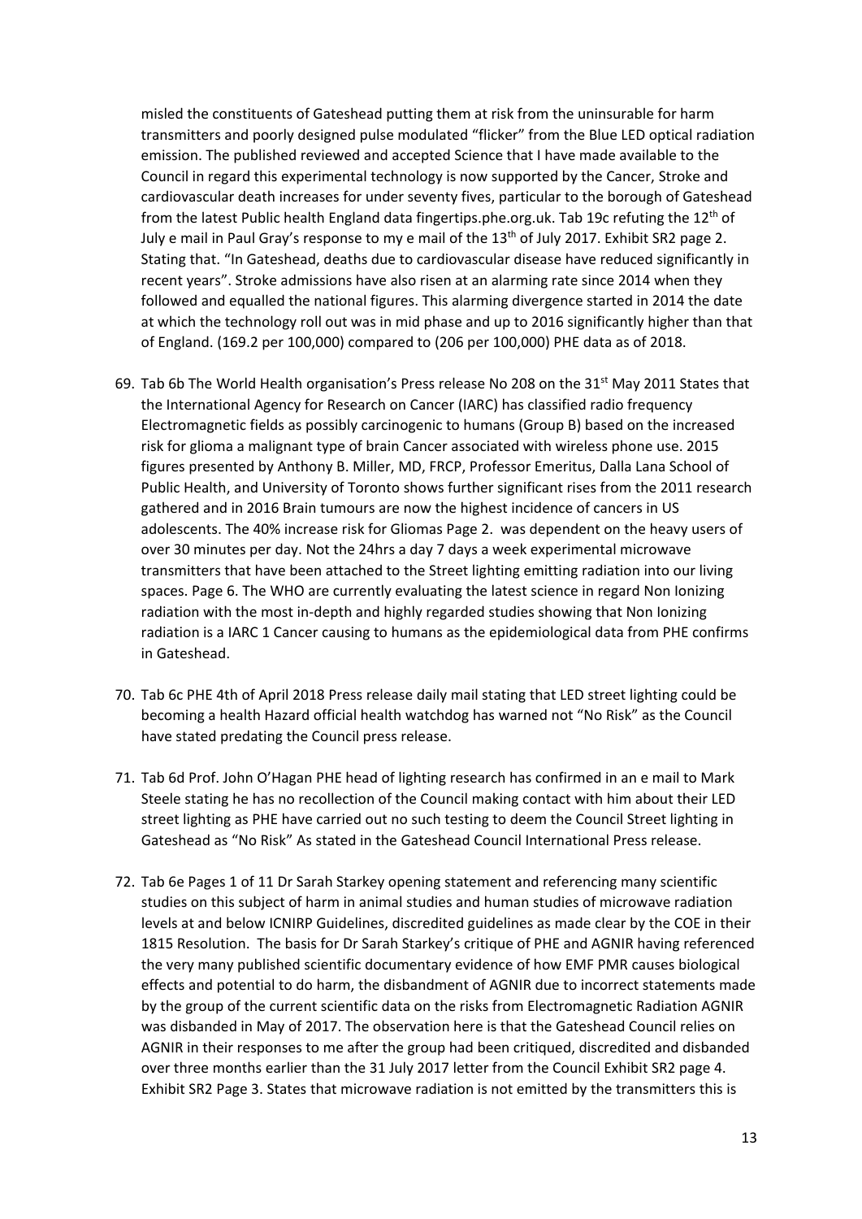misled the constituents of Gateshead putting them at risk from the uninsurable for harm transmitters and poorly designed pulse modulated "flicker" from the Blue LED optical radiation emission. The published reviewed and accepted Science that I have made available to the Council in regard this experimental technology is now supported by the Cancer, Stroke and cardiovascular death increases for under seventy fives, particular to the borough of Gateshead from the latest Public health England data fingertips.phe.org.uk. Tab 19c refuting the 12th of July e mail in Paul Gray's response to my e mail of the 13th of July 2017. Exhibit SR2 page 2. Stating that. "In Gateshead, deaths due to cardiovascular disease have reduced significantly in recent years". Stroke admissions have also risen at an alarming rate since 2014 when they followed and equalled the national figures. This alarming divergence started in 2014 the date at which the technology roll out was in mid phase and up to 2016 significantly higher than that of England. (169.2 per 100,000) compared to (206 per 100,000) PHE data as of 2018.

69. Tab 6b The World Health organisation's Press release No 208 on the 31st May 2011 States that the International Agency for Research on Cancer (IARC) has classified radio frequency Electromagnetic fields as possibly carcinogenic to humans (Group B) based on the increased risk for glioma a malignant type of brain Cancer associated with wireless phone use. 2015 figures presented by Anthony B. Miller, MD, FRCP, Professor Emeritus, Dalla Lana School of Public Health, and University of Toronto shows further significant rises from the 2011 research gathered and in 2016 Brain tumours are now the highest incidence of cancers in US adolescents. The 40% increase risk for Gliomas Page 2. was dependent on the heavy users of over 30 minutes per day. Not the 24hrs a day 7 days a week experimental microwave transmitters that have been attached to the Street lighting emitting radiation into our living spaces. Page 6. The WHO are currently evaluating the latest science in regard Non Ionizing radiation with the most in-depth and highly regarded studies showing that Non Ionizing radiation is a IARC 1 Cancer causing to humans as the epidemiological data from PHE confirms in Gateshead.

70. Tab 6c PHE 4th of April 2018 Press release daily mail stating that LED street lighting could be becoming a health Hazard official health watchdog has warned not "No Risk" as the Council have stated predating the Council press release.

71. Tab 6d Prof. John O'Hagan PHE head of lighting research has confirmed in an e mail to Mark Steele stating he has no recollection of the Council making contact with him about their LED street lighting as PHE have carried out no such testing to deem the Council Street lighting in Gateshead as "No Risk" As stated in the Gateshead Council International Press release.

72. Tab 6e Pages 1 of 11 Dr Sarah Starkey opening statement and referencing many scientific studies on this subject of harm in animal studies and human studies of microwave radiation levels at and below ICNIRP Guidelines, discredited guidelines as made clear by the COE in their 1815 Resolution. The basis for Dr Sarah Starkey's critique of PHE and AGNIR having referenced the very many published scientific documentary evidence of how EMF PMR causes biological effects and potential to do harm, the disbandment of AGNIR due to incorrect statements made by the group of the current scientific data on the risks from Electromagnetic Radiation AGNIR was disbanded in May of 2017. The observation here is that the Gateshead Council relies on AGNIR in their responses to me after the group had been critiqued, discredited and disbanded over three months earlier than the 31 July 2017 letter from the Council Exhibit SR2 page 4. Exhibit SR2 Page 3. States that microwave radiation is not emitted by the transmitters this is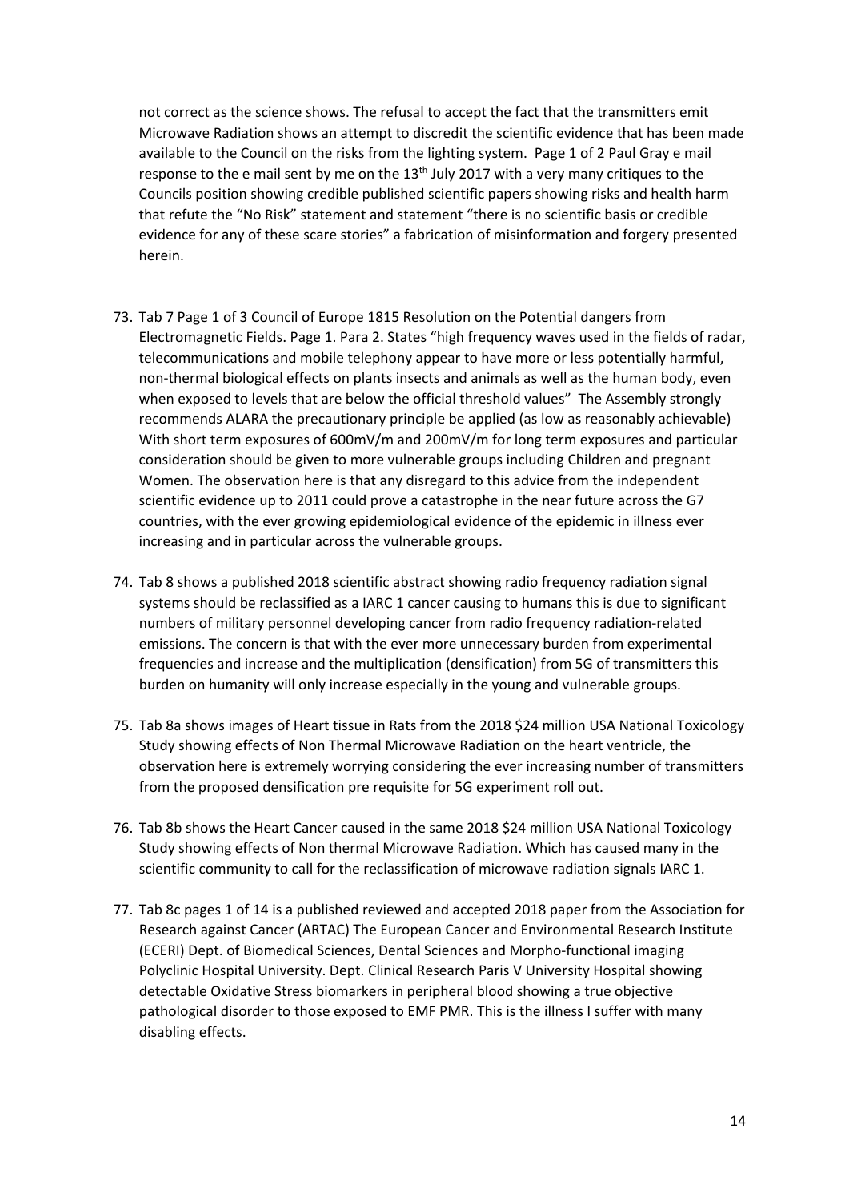not correct as the science shows. The refusal to accept the fact that the transmitters emit Microwave Radiation shows an attempt to discredit the scientific evidence that has been made available to the Council on the risks from the lighting system. Page 1 of 2 Paul Gray e mail response to the e mail sent by me on the 13th July 2017 with a very many critiques to the Councils position showing credible published scientific papers showing risks and health harm that refute the "No Risk" statement and statement "there is no scientific basis or credible evidence for any of these scare stories" a fabrication of misinformation and forgery presented herein.

73. Tab 7 Page 1 of 3 Council of Europe 1815 Resolution on the Potential dangers from Electromagnetic Fields. Page 1. Para 2. States "high frequency waves used in the fields of radar, telecommunications and mobile telephony appear to have more or less potentially harmful, non-thermal biological effects on plants insects and animals as well as the human body, even when exposed to levels that are below the official threshold values" The Assembly strongly recommends ALARA the precautionary principle be applied (as low as reasonably achievable) With short term exposures of 600mV/m and 200mV/m for long term exposures and particular consideration should be given to more vulnerable groups including Children and pregnant Women. The observation here is that any disregard to this advice from the independent scientific evidence up to 2011 could prove a catastrophe in the near future across the G7 countries, with the ever growing epidemiological evidence of the epidemic in illness ever increasing and in particular across the vulnerable groups.

74. Tab 8 shows a published 2018 scientific abstract showing radio frequency radiation signal systems should be reclassified as a IARC 1 cancer causing to humans this is due to significant numbers of military personnel developing cancer from radio frequency radiation-related emissions. The concern is that with the ever more unnecessary burden from experimental frequencies and increase and the multiplication (densification) from 5G of transmitters this burden on humanity will only increase especially in the young and vulnerable groups.

75. Tab 8a shows images of Heart tissue in Rats from the 2018 $24 million USA National Toxicology Study showing effects of Non Thermal Microwave Radiation on the heart ventricle, the observation here is extremely worrying considering the ever increasing number of transmitters from the proposed densification pre requisite for 5G experiment roll out.

76. Tab 8b shows the Heart Cancer caused in the same 2018 $24 million USA National Toxicology Study showing effects of Non thermal Microwave Radiation. Which has caused many in the scientific community to call for the reclassification of microwave radiation signals IARC 1.

77. Tab 8c pages 1 of 14 is a published reviewed and accepted 2018 paper from the Association for Research against Cancer (ARTAC) The European Cancer and Environmental Research Institute (ECERI) Dept. of Biomedical Sciences, Dental Sciences and Morpho-functional imaging Polyclinic Hospital University. Dept. Clinical Research Paris V University Hospital showing detectable Oxidative Stress biomarkers in peripheral blood showing a true objective pathological disorder to those exposed to EMF PMR. This is the illness I suffer with many disabling effects.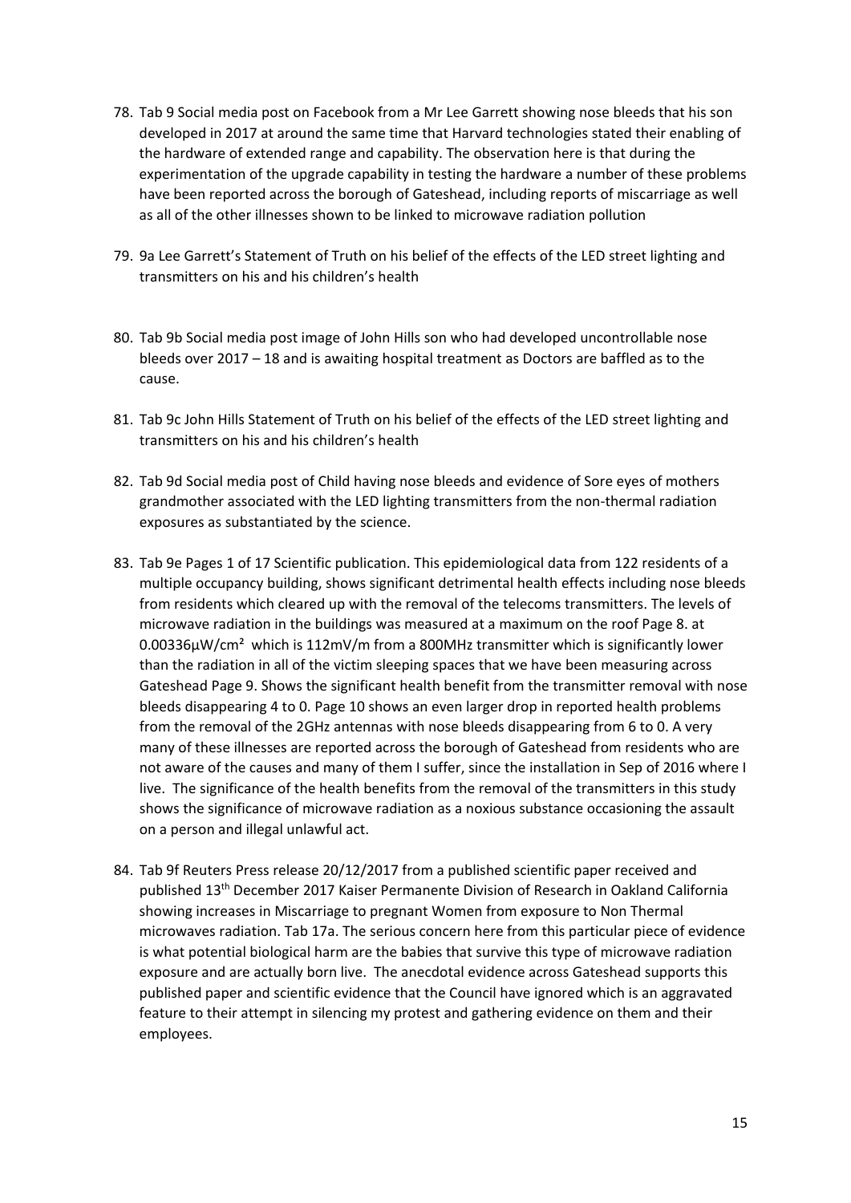78. Tab 9 Social media post on Facebook from a Mr Lee Garrett showing nose bleeds that his son developed in 2017 at around the same time that Harvard technologies stated their enabling of the hardware of extended range and capability. The observation here is that during the experimentation of the upgrade capability in testing the hardware a number of these problems have been reported across the borough of Gateshead, including reports of miscarriage as well as all of the other illnesses shown to be linked to microwave radiation pollution

79. 9a Lee Garrett's Statement of Truth on his belief of the effects of the LED street lighting and transmitters on his and his children's health

80. Tab 9b Social media post image of John Hills son who had developed uncontrollable nose bleeds over 2017 – 18 and is awaiting hospital treatment as Doctors are baffled as to the cause.

81. Tab 9c John Hills Statement of Truth on his belief of the effects of the LED street lighting and transmitters on his and his children's health

82. Tab 9d Social media post of Child having nose bleeds and evidence of Sore eyes of mothers grandmother associated with the LED lighting transmitters from the non-thermal radiation exposures as substantiated by the science.

83. Tab 9e Pages 1 of 17 Scientific publication. This epidemiological data from 122 residents of a multiple occupancy building, shows significant detrimental health effects including nose bleeds from residents which cleared up with the removal of the telecoms transmitters. The levels of microwave radiation in the buildings was measured at a maximum on the roof Page 8. at 0.00336μW/cm² which is 112mV/m from a 800MHz transmitter which is significantly lower than the radiation in all of the victim sleeping spaces that we have been measuring across Gateshead Page 9. Shows the significant health benefit from the transmitter removal with nose bleeds disappearing 4 to 0. Page 10 shows an even larger drop in reported health problems from the removal of the 2GHz antennas with nose bleeds disappearing from 6 to 0. A very many of these illnesses are reported across the borough of Gateshead from residents who are not aware of the causes and many of them I suffer, since the installation in Sep of 2016 where I live. The significance of the health benefits from the removal of the transmitters in this study shows the significance of microwave radiation as a noxious substance occasioning the assault on a person and illegal unlawful act.

84. Tab 9f Reuters Press release 20/12/2017 from a published scientific paper received and published 13th December 2017 Kaiser Permanente Division of Research in Oakland California showing increases in Miscarriage to pregnant Women from exposure to Non Thermal microwaves radiation. Tab 17a. The serious concern here from this particular piece of evidence is what potential biological harm are the babies that survive this type of microwave radiation exposure and are actually born live. The anecdotal evidence across Gateshead supports this published paper and scientific evidence that the Council have ignored which is an aggravated feature to their attempt in silencing my protest and gathering evidence on them and their employees.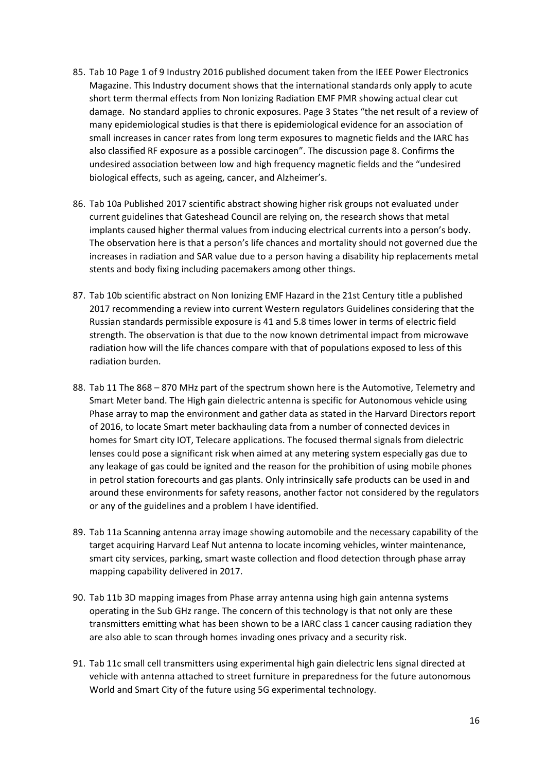85. Tab 10 Page 1 of 9 Industry 2016 published document taken from the IEEE Power Electronics Magazine. This Industry document shows that the international standards only apply to acute short term thermal effects from Non Ionizing Radiation EMF PMR showing actual clear cut damage. No standard applies to chronic exposures. Page 3 States "the net result of a review of many epidemiological studies is that there is epidemiological evidence for an association of small increases in cancer rates from long term exposures to magnetic fields and the IARC has also classified RF exposure as a possible carcinogen". The discussion page 8. Confirms the undesired association between low and high frequency magnetic fields and the "undesired biological effects, such as ageing, cancer, and Alzheimer's.

86. Tab 10a Published 2017 scientific abstract showing higher risk groups not evaluated under current guidelines that Gateshead Council are relying on, the research shows that metal implants caused higher thermal values from inducing electrical currents into a person's body. The observation here is that a person's life chances and mortality should not governed due the increases in radiation and SAR value due to a person having a disability hip replacements metal stents and body fixing including pacemakers among other things.

87. Tab 10b scientific abstract on Non Ionizing EMF Hazard in the 21st Century title a published 2017 recommending a review into current Western regulators Guidelines considering that the Russian standards permissible exposure is 41 and 5.8 times lower in terms of electric field strength. The observation is that due to the now known detrimental impact from microwave radiation how will the life chances compare with that of populations exposed to less of this radiation burden.

88. Tab 11 The 868 – 870 MHz part of the spectrum shown here is the Automotive, Telemetry and Smart Meter band. The High gain dielectric antenna is specific for Autonomous vehicle using Phase array to map the environment and gather data as stated in the Harvard Directors report of 2016, to locate Smart meter backhauling data from a number of connected devices in homes for Smart city IOT, Telecare applications. The focused thermal signals from dielectric lenses could pose a significant risk when aimed at any metering system especially gas due to any leakage of gas could be ignited and the reason for the prohibition of using mobile phones in petrol station forecourts and gas plants. Only intrinsically safe products can be used in and around these environments for safety reasons, another factor not considered by the regulators or any of the guidelines and a problem I have identified.

89. Tab 11a Scanning antenna array image showing automobile and the necessary capability of the target acquiring Harvard Leaf Nut antenna to locate incoming vehicles, winter maintenance, smart city services, parking, smart waste collection and flood detection through phase array mapping capability delivered in 2017.

90. Tab 11b 3D mapping images from Phase array antenna using high gain antenna systems operating in the Sub GHz range. The concern of this technology is that not only are these transmitters emitting what has been shown to be a IARC class 1 cancer causing radiation they are also able to scan through homes invading ones privacy and a security risk.

91. Tab 11c small cell transmitters using experimental high gain dielectric lens signal directed at vehicle with antenna attached to street furniture in preparedness for the future autonomous World and Smart City of the future using 5G experimental technology.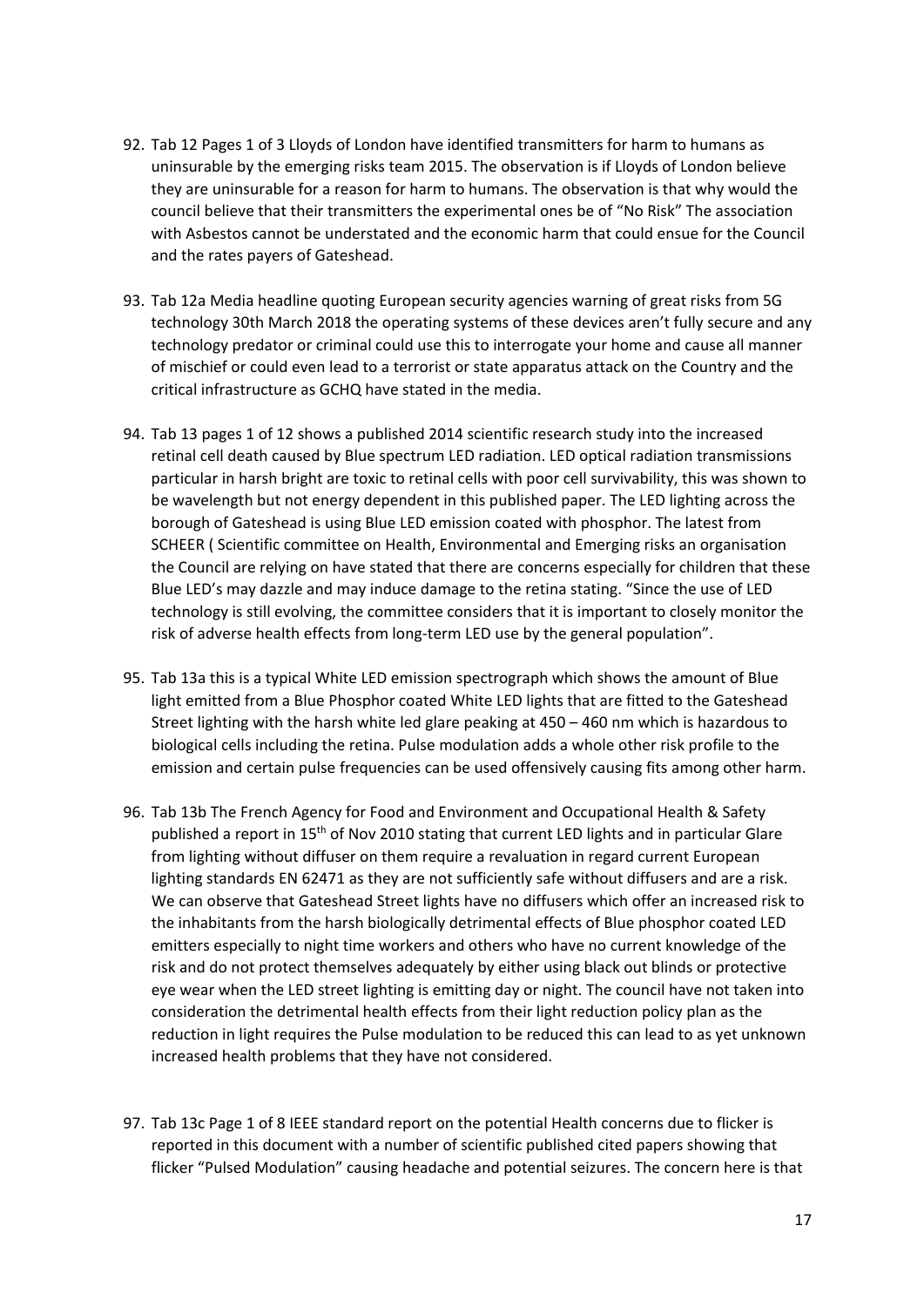92. Tab 12 Pages 1 of 3 Lloyds of London have identified transmitters for harm to humans as uninsurable by the emerging risks team 2015. The observation is if Lloyds of London believe they are uninsurable for a reason for harm to humans. The observation is that why would the council believe that their transmitters the experimental ones be of "No Risk" The association with Asbestos cannot be understated and the economic harm that could ensue for the Council and the rates payers of Gateshead.

93. Tab 12a Media headline quoting European security agencies warning of great risks from 5G technology 30th March 2018 the operating systems of these devices aren't fully secure and any technology predator or criminal could use this to interrogate your home and cause all manner of mischief or could even lead to a terrorist or state apparatus attack on the Country and the critical infrastructure as GCHQ have stated in the media.

94. Tab 13 pages 1 of 12 shows a published 2014 scientific research study into the increased retinal cell death caused by Blue spectrum LED radiation. LED optical radiation transmissions particular in harsh bright are toxic to retinal cells with poor cell survivability, this was shown to be wavelength but not energy dependent in this published paper. The LED lighting across the borough of Gateshead is using Blue LED emission coated with phosphor. The latest from SCHEER ( Scientific committee on Health, Environmental and Emerging risks an organisation the Council are relying on have stated that there are concerns especially for children that these Blue LED's may dazzle and may induce damage to the retina stating. "Since the use of LED technology is still evolving, the committee considers that it is important to closely monitor the risk of adverse health effects from long-term LED use by the general population".

95. Tab 13a this is a typical White LED emission spectrograph which shows the amount of Blue light emitted from a Blue Phosphor coated White LED lights that are fitted to the Gateshead Street lighting with the harsh white led glare peaking at 450 – 460 nm which is hazardous to biological cells including the retina. Pulse modulation adds a whole other risk profile to the emission and certain pulse frequencies can be used offensively causing fits among other harm.

96. Tab 13b The French Agency for Food and Environment and Occupational Health & Safety published a report in 15th of Nov 2010 stating that current LED lights and in particular Glare from lighting without diffuser on them require a revaluation in regard current European lighting standards EN 62471 as they are not sufficiently safe without diffusers and are a risk. We can observe that Gateshead Street lights have no diffusers which offer an increased risk to the inhabitants from the harsh biologically detrimental effects of Blue phosphor coated LED emitters especially to night time workers and others who have no current knowledge of the risk and do not protect themselves adequately by either using black out blinds or protective eye wear when the LED street lighting is emitting day or night. The council have not taken into consideration the detrimental health effects from their light reduction policy plan as the reduction in light requires the Pulse modulation to be reduced this can lead to as yet unknown increased health problems that they have not considered.

97. Tab 13c Page 1 of 8 IEEE standard report on the potential Health concerns due to flicker is reported in this document with a number of scientific published cited papers showing that flicker "Pulsed Modulation" causing headache and potential seizures. The concern here is that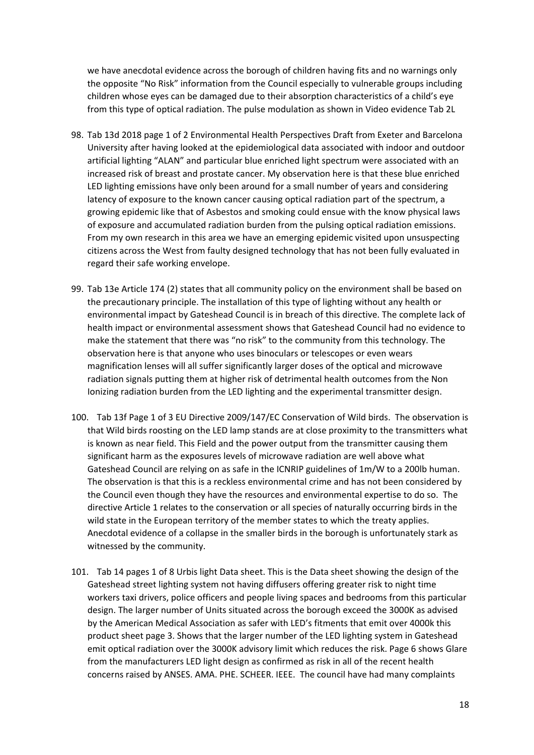we have anecdotal evidence across the borough of children having fits and no warnings only the opposite "No Risk" information from the Council especially to vulnerable groups including children whose eyes can be damaged due to their absorption characteristics of a child's eye from this type of optical radiation. The pulse modulation as shown in Video evidence Tab 2L

98. Tab 13d 2018 page 1 of 2 Environmental Health Perspectives Draft from Exeter and Barcelona University after having looked at the epidemiological data associated with indoor and outdoor artificial lighting "ALAN" and particular blue enriched light spectrum were associated with an increased risk of breast and prostate cancer. My observation here is that these blue enriched LED lighting emissions have only been around for a small number of years and considering latency of exposure to the known cancer causing optical radiation part of the spectrum, a growing epidemic like that of Asbestos and smoking could ensue with the know physical laws of exposure and accumulated radiation burden from the pulsing optical radiation emissions. From my own research in this area we have an emerging epidemic visited upon unsuspecting citizens across the West from faulty designed technology that has not been fully evaluated in regard their safe working envelope.

99. Tab 13e Article 174 (2) states that all community policy on the environment shall be based on the precautionary principle. The installation of this type of lighting without any health or environmental impact by Gateshead Council is in breach of this directive. The complete lack of health impact or environmental assessment shows that Gateshead Council had no evidence to make the statement that there was "no risk" to the community from this technology. The observation here is that anyone who uses binoculars or telescopes or even wears magnification lenses will all suffer significantly larger doses of the optical and microwave radiation signals putting them at higher risk of detrimental health outcomes from the Non Ionizing radiation burden from the LED lighting and the experimental transmitter design.

100. Tab 13f Page 1 of 3 EU Directive 2009/147/EC Conservation of Wild birds. The observation is that Wild birds roosting on the LED lamp stands are at close proximity to the transmitters what is known as near field. This Field and the power output from the transmitter causing them significant harm as the exposures levels of microwave radiation are well above what Gateshead Council are relying on as safe in the ICNRIP guidelines of 1m/W to a 200lb human. The observation is that this is a reckless environmental crime and has not been considered by the Council even though they have the resources and environmental expertise to do so. The directive Article 1 relates to the conservation or all species of naturally occurring birds in the wild state in the European territory of the member states to which the treaty applies. Anecdotal evidence of a collapse in the smaller birds in the borough is unfortunately stark as witnessed by the community.

101. Tab 14 pages 1 of 8 Urbis light Data sheet. This is the Data sheet showing the design of the Gateshead street lighting system not having diffusers offering greater risk to night time workers taxi drivers, police officers and people living spaces and bedrooms from this particular design. The larger number of Units situated across the borough exceed the 3000K as advised by the American Medical Association as safer with LED's fitments that emit over 4000k this product sheet page 3. Shows that the larger number of the LED lighting system in Gateshead emit optical radiation over the 3000K advisory limit which reduces the risk. Page 6 shows Glare from the manufacturers LED light design as confirmed as risk in all of the recent health concerns raised by ANSES. AMA. PHE. SCHEER. IEEE. The council have had many complaints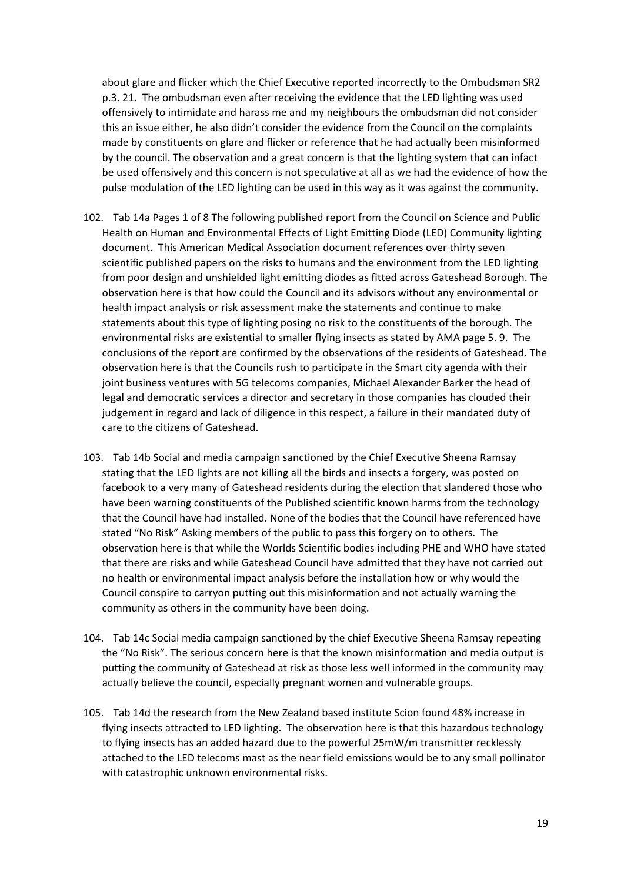about glare and flicker which the Chief Executive reported incorrectly to the Ombudsman SR2 p.3. 21. The ombudsman even after receiving the evidence that the LED lighting was used offensively to intimidate and harass me and my neighbours the ombudsman did not consider this an issue either, he also didn't consider the evidence from the Council on the complaints made by constituents on glare and flicker or reference that he had actually been misinformed by the council. The observation and a great concern is that the lighting system that can infact be used offensively and this concern is not speculative at all as we had the evidence of how the pulse modulation of the LED lighting can be used in this way as it was against the community.

102. Tab 14a Pages 1 of 8 The following published report from the Council on Science and Public Health on Human and Environmental Effects of Light Emitting Diode (LED) Community lighting document. This American Medical Association document references over thirty seven scientific published papers on the risks to humans and the environment from the LED lighting from poor design and unshielded light emitting diodes as fitted across Gateshead Borough. The observation here is that how could the Council and its advisors without any environmental or health impact analysis or risk assessment make the statements and continue to make statements about this type of lighting posing no risk to the constituents of the borough. The environmental risks are existential to smaller flying insects as stated by AMA page 5. 9. The conclusions of the report are confirmed by the observations of the residents of Gateshead. The observation here is that the Councils rush to participate in the Smart city agenda with their joint business ventures with 5G telecoms companies, Michael Alexander Barker the head of legal and democratic services a director and secretary in those companies has clouded their judgement in regard and lack of diligence in this respect, a failure in their mandated duty of care to the citizens of Gateshead.

103. Tab 14b Social and media campaign sanctioned by the Chief Executive Sheena Ramsay stating that the LED lights are not killing all the birds and insects a forgery, was posted on facebook to a very many of Gateshead residents during the election that slandered those who have been warning constituents of the Published scientific known harms from the technology that the Council have had installed. None of the bodies that the Council have referenced have stated "No Risk" Asking members of the public to pass this forgery on to others. The observation here is that while the Worlds Scientific bodies including PHE and WHO have stated that there are risks and while Gateshead Council have admitted that they have not carried out no health or environmental impact analysis before the installation how or why would the Council conspire to carryon putting out this misinformation and not actually warning the community as others in the community have been doing.

104. Tab 14c Social media campaign sanctioned by the chief Executive Sheena Ramsay repeating the "No Risk". The serious concern here is that the known misinformation and media output is putting the community of Gateshead at risk as those less well informed in the community may actually believe the council, especially pregnant women and vulnerable groups.

105. Tab 14d the research from the New Zealand based institute Scion found 48% increase in flying insects attracted to LED lighting. The observation here is that this hazardous technology to flying insects has an added hazard due to the powerful 25mW/m transmitter recklessly attached to the LED telecoms mast as the near field emissions would be to any small pollinator with catastrophic unknown environmental risks.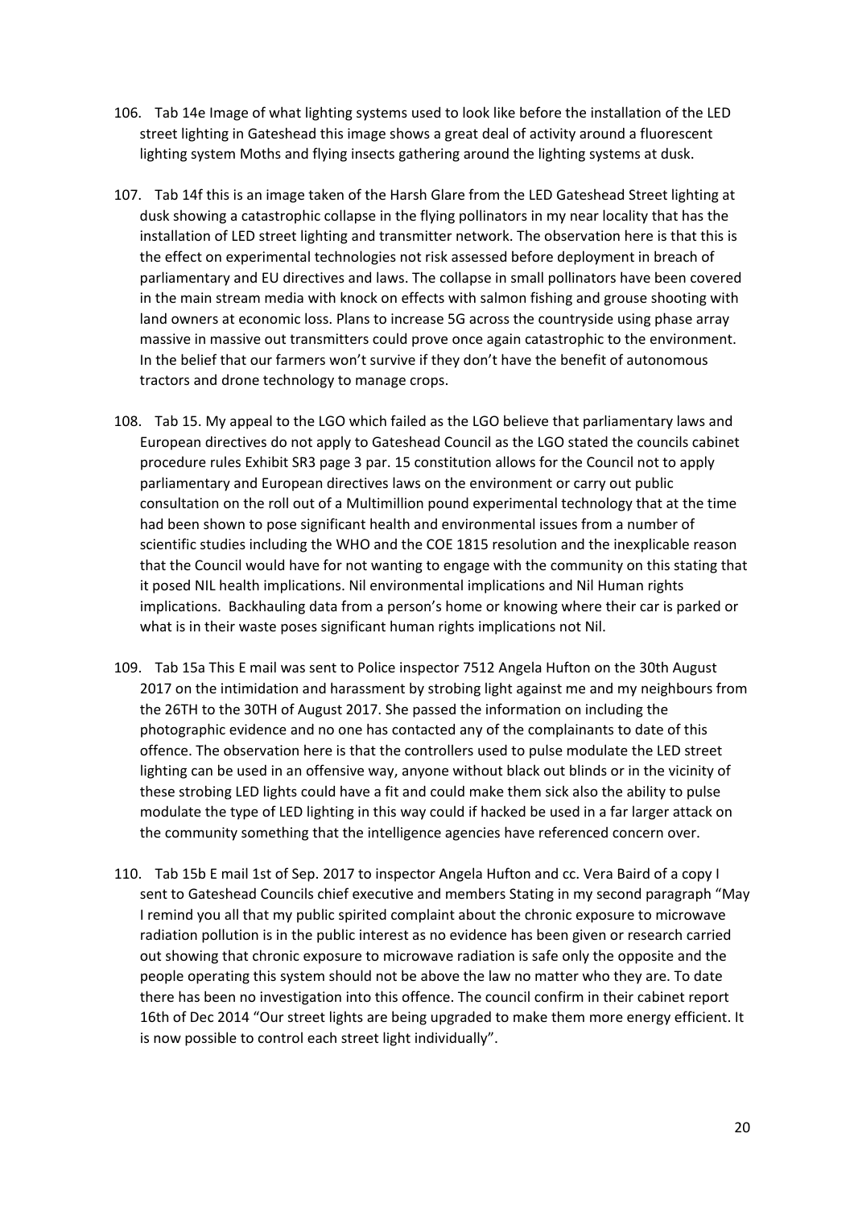106. Tab 14e Image of what lighting systems used to look like before the installation of the LED street lighting in Gateshead this image shows a great deal of activity around a fluorescent lighting system Moths and flying insects gathering around the lighting systems at dusk.

107. Tab 14f this is an image taken of the Harsh Glare from the LED Gateshead Street lighting at dusk showing a catastrophic collapse in the flying pollinators in my near locality that has the installation of LED street lighting and transmitter network. The observation here is that this is the effect on experimental technologies not risk assessed before deployment in breach of parliamentary and EU directives and laws. The collapse in small pollinators have been covered in the main stream media with knock on effects with salmon fishing and grouse shooting with land owners at economic loss. Plans to increase 5G across the countryside using phase array massive in massive out transmitters could prove once again catastrophic to the environment. In the belief that our farmers won't survive if they don't have the benefit of autonomous tractors and drone technology to manage crops.

108. Tab 15. My appeal to the LGO which failed as the LGO believe that parliamentary laws and European directives do not apply to Gateshead Council as the LGO stated the councils cabinet procedure rules Exhibit SR3 page 3 par. 15 constitution allows for the Council not to apply parliamentary and European directives laws on the environment or carry out public consultation on the roll out of a Multimillion pound experimental technology that at the time had been shown to pose significant health and environmental issues from a number of scientific studies including the WHO and the COE 1815 resolution and the inexplicable reason that the Council would have for not wanting to engage with the community on this stating that it posed NIL health implications. Nil environmental implications and Nil Human rights implications. Backhauling data from a person's home or knowing where their car is parked or what is in their waste poses significant human rights implications not Nil.

109. Tab 15a This E mail was sent to Police inspector 7512 Angela Hufton on the 30th August 2017 on the intimidation and harassment by strobing light against me and my neighbours from the 26TH to the 30TH of August 2017. She passed the information on including the photographic evidence and no one has contacted any of the complainants to date of this offence. The observation here is that the controllers used to pulse modulate the LED street lighting can be used in an offensive way, anyone without black out blinds or in the vicinity of these strobing LED lights could have a fit and could make them sick also the ability to pulse modulate the type of LED lighting in this way could if hacked be used in a far larger attack on the community something that the intelligence agencies have referenced concern over.

110. Tab 15b E mail 1st of Sep. 2017 to inspector Angela Hufton and cc. Vera Baird of a copy I sent to Gateshead Councils chief executive and members Stating in my second paragraph "May I remind you all that my public spirited complaint about the chronic exposure to microwave radiation pollution is in the public interest as no evidence has been given or research carried out showing that chronic exposure to microwave radiation is safe only the opposite and the people operating this system should not be above the law no matter who they are. To date there has been no investigation into this offence. The council confirm in their cabinet report 16th of Dec 2014 "Our street lights are being upgraded to make them more energy efficient. It is now possible to control each street light individually".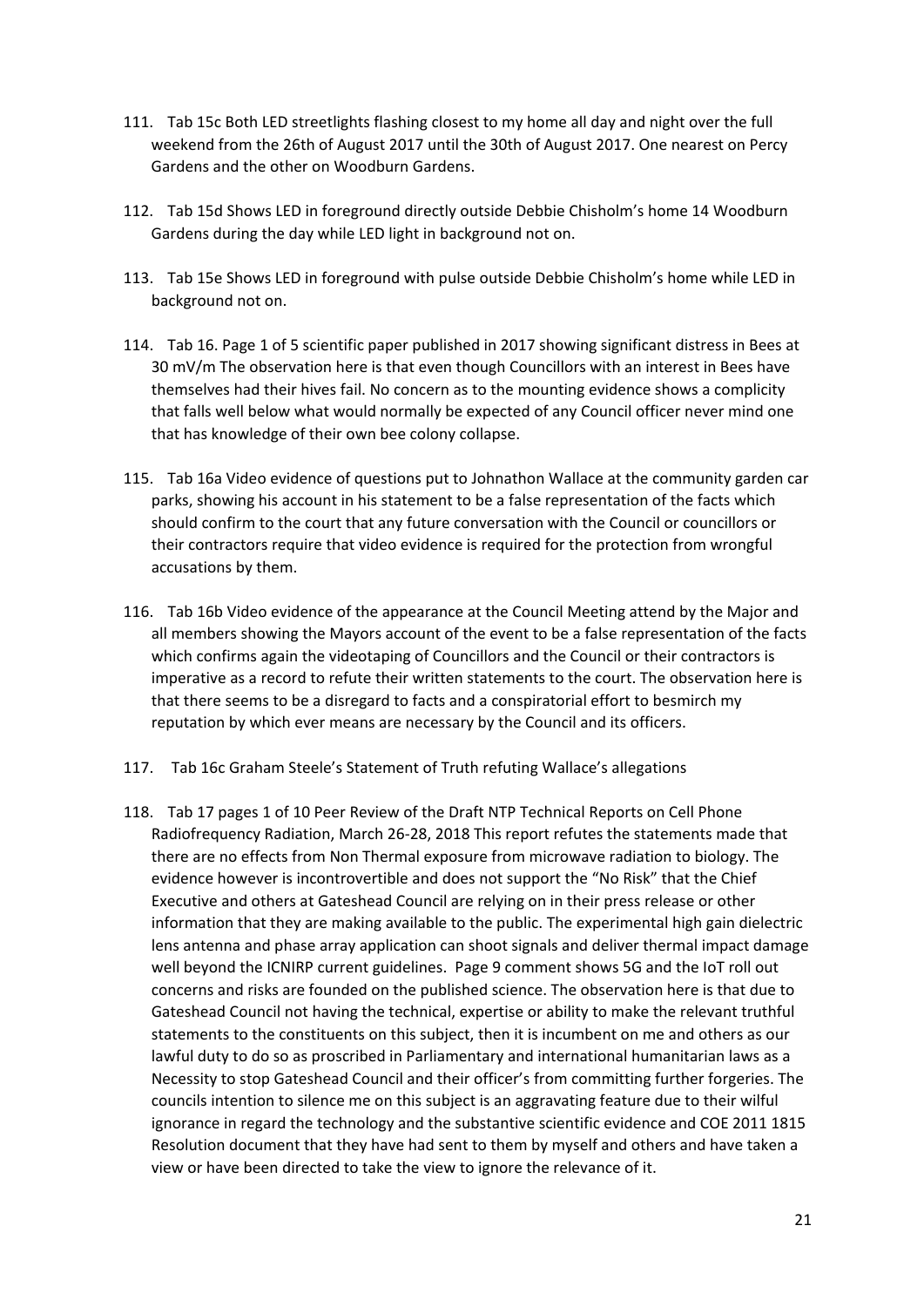111. Tab 15c Both LED streetlights flashing closest to my home all day and night over the full weekend from the 26th of August 2017 until the 30th of August 2017. One nearest on Percy Gardens and the other on Woodburn Gardens.

112. Tab 15d Shows LED in foreground directly outside Debbie Chisholm's home 14 Woodburn Gardens during the day while LED light in background not on.

113. Tab 15e Shows LED in foreground with pulse outside Debbie Chisholm's home while LED in background not on.

114. Tab 16. Page 1 of 5 scientific paper published in 2017 showing significant distress in Bees at 30 mV/m The observation here is that even though Councillors with an interest in Bees have themselves had their hives fail. No concern as to the mounting evidence shows a complicity that falls well below what would normally be expected of any Council officer never mind one that has knowledge of their own bee colony collapse.

115. Tab 16a Video evidence of questions put to Johnathon Wallace at the community garden car parks, showing his account in his statement to be a false representation of the facts which should confirm to the court that any future conversation with the Council or councillors or their contractors require that video evidence is required for the protection from wrongful accusations by them.

116. Tab 16b Video evidence of the appearance at the Council Meeting attend by the Major and all members showing the Mayors account of the event to be a false representation of the facts which confirms again the videotaping of Councillors and the Council or their contractors is imperative as a record to refute their written statements to the court. The observation here is that there seems to be a disregard to facts and a conspiratorial effort to besmirch my reputation by which ever means are necessary by the Council and its officers.

117. Tab 16c Graham Steele's Statement of Truth refuting Wallace's allegations

118. Tab 17 pages 1 of 10 Peer Review of the Draft NTP Technical Reports on Cell Phone Radiofrequency Radiation, March 26-28, 2018 This report refutes the statements made that there are no effects from Non Thermal exposure from microwave radiation to biology. The evidence however is incontrovertible and does not support the "No Risk" that the Chief Executive and others at Gateshead Council are relying on in their press release or other information that they are making available to the public. The experimental high gain dielectric lens antenna and phase array application can shoot signals and deliver thermal impact damage well beyond the ICNIRP current guidelines. Page 9 comment shows 5G and the IoT roll out concerns and risks are founded on the published science. The observation here is that due to Gateshead Council not having the technical, expertise or ability to make the relevant truthful statements to the constituents on this subject, then it is incumbent on me and others as our lawful duty to do so as proscribed in Parliamentary and international humanitarian laws as a Necessity to stop Gateshead Council and their officer's from committing further forgeries. The councils intention to silence me on this subject is an aggravating feature due to their wilful ignorance in regard the technology and the substantive scientific evidence and COE 2011 1815 Resolution document that they have had sent to them by myself and others and have taken a view or have been directed to take the view to ignore the relevance of it.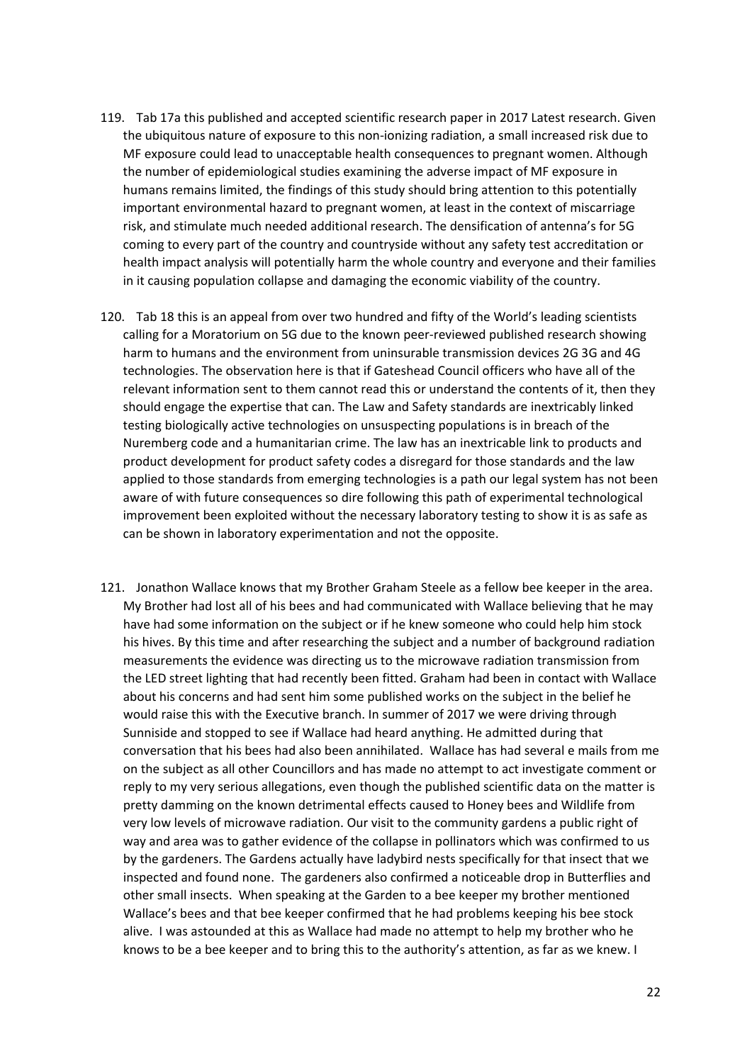119. Tab 17a this published and accepted scientific research paper in 2017 Latest research. Given the ubiquitous nature of exposure to this non-ionizing radiation, a small increased risk due to MF exposure could lead to unacceptable health consequences to pregnant women. Although the number of epidemiological studies examining the adverse impact of MF exposure in humans remains limited, the findings of this study should bring attention to this potentially important environmental hazard to pregnant women, at least in the context of miscarriage risk, and stimulate much needed additional research. The densification of antenna's for 5G coming to every part of the country and countryside without any safety test accreditation or health impact analysis will potentially harm the whole country and everyone and their families in it causing population collapse and damaging the economic viability of the country.

120. Tab 18 this is an appeal from over two hundred and fifty of the World's leading scientists calling for a Moratorium on 5G due to the known peer-reviewed published research showing harm to humans and the environment from uninsurable transmission devices 2G 3G and 4G technologies. The observation here is that if Gateshead Council officers who have all of the relevant information sent to them cannot read this or understand the contents of it, then they should engage the expertise that can. The Law and Safety standards are inextricably linked testing biologically active technologies on unsuspecting populations is in breach of the Nuremberg code and a humanitarian crime. The law has an inextricable link to products and product development for product safety codes a disregard for those standards and the law applied to those standards from emerging technologies is a path our legal system has not been aware of with future consequences so dire following this path of experimental technological improvement been exploited without the necessary laboratory testing to show it is as safe as can be shown in laboratory experimentation and not the opposite.

121. Jonathon Wallace knows that my Brother Graham Steele as a fellow bee keeper in the area. My Brother had lost all of his bees and had communicated with Wallace believing that he may have had some information on the subject or if he knew someone who could help him stock his hives. By this time and after researching the subject and a number of background radiation measurements the evidence was directing us to the microwave radiation transmission from the LED street lighting that had recently been fitted. Graham had been in contact with Wallace about his concerns and had sent him some published works on the subject in the belief he would raise this with the Executive branch. In summer of 2017 we were driving through Sunniside and stopped to see if Wallace had heard anything. He admitted during that conversation that his bees had also been annihilated. Wallace has had several e mails from me on the subject as all other Councillors and has made no attempt to act investigate comment or reply to my very serious allegations, even though the published scientific data on the matter is pretty damming on the known detrimental effects caused to Honey bees and Wildlife from very low levels of microwave radiation. Our visit to the community gardens a public right of way and area was to gather evidence of the collapse in pollinators which was confirmed to us by the gardeners. The Gardens actually have ladybird nests specifically for that insect that we inspected and found none. The gardeners also confirmed a noticeable drop in Butterflies and other small insects. When speaking at the Garden to a bee keeper my brother mentioned Wallace's bees and that bee keeper confirmed that he had problems keeping his bee stock alive. I was astounded at this as Wallace had made no attempt to help my brother who he knows to be a bee keeper and to bring this to the authority's attention, as far as we knew. I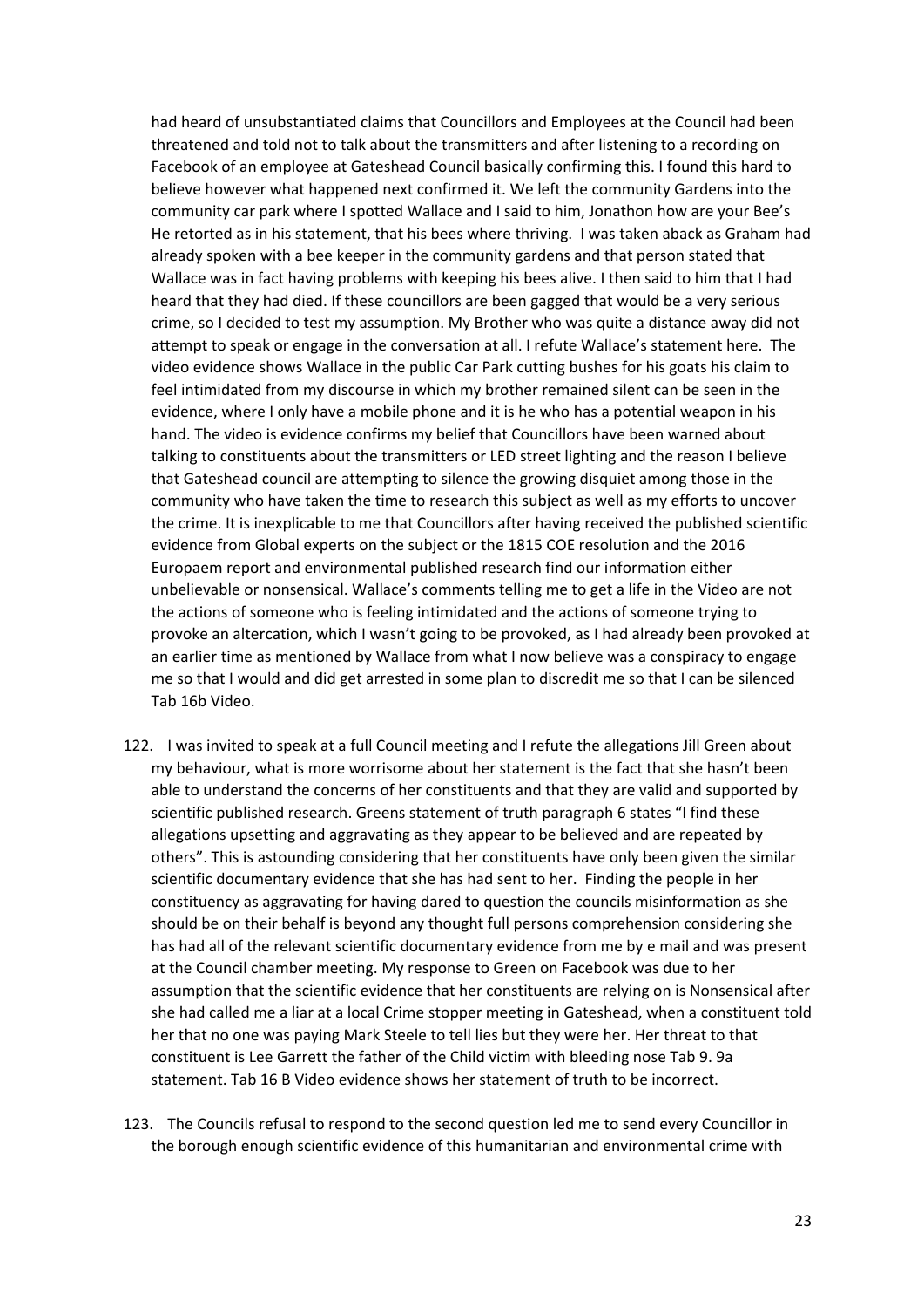had heard of unsubstantiated claims that Councillors and Employees at the Council had been threatened and told not to talk about the transmitters and after listening to a recording on Facebook of an employee at Gateshead Council basically confirming this. I found this hard to believe however what happened next confirmed it. We left the community Gardens into the community car park where I spotted Wallace and I said to him, Jonathon how are your Bee's He retorted as in his statement, that his bees where thriving. I was taken aback as Graham had already spoken with a bee keeper in the community gardens and that person stated that Wallace was in fact having problems with keeping his bees alive. I then said to him that I had heard that they had died. If these councillors are been gagged that would be a very serious crime, so I decided to test my assumption. My Brother who was quite a distance away did not attempt to speak or engage in the conversation at all. I refute Wallace's statement here. The video evidence shows Wallace in the public Car Park cutting bushes for his goats his claim to feel intimidated from my discourse in which my brother remained silent can be seen in the evidence, where I only have a mobile phone and it is he who has a potential weapon in his hand. The video is evidence confirms my belief that Councillors have been warned about talking to constituents about the transmitters or LED street lighting and the reason I believe that Gateshead council are attempting to silence the growing disquiet among those in the community who have taken the time to research this subject as well as my efforts to uncover the crime. It is inexplicable to me that Councillors after having received the published scientific evidence from Global experts on the subject or the 1815 COE resolution and the 2016 Europaem report and environmental published research find our information either unbelievable or nonsensical. Wallace's comments telling me to get a life in the Video are not the actions of someone who is feeling intimidated and the actions of someone trying to provoke an altercation, which I wasn't going to be provoked, as I had already been provoked at an earlier time as mentioned by Wallace from what I now believe was a conspiracy to engage me so that I would and did get arrested in some plan to discredit me so that I can be silenced Tab 16b Video.

122. I was invited to speak at a full Council meeting and I refute the allegations Jill Green about my behaviour, what is more worrisome about her statement is the fact that she hasn't been able to understand the concerns of her constituents and that they are valid and supported by scientific published research. Greens statement of truth paragraph 6 states "I find these allegations upsetting and aggravating as they appear to be believed and are repeated by others". This is astounding considering that her constituents have only been given the similar scientific documentary evidence that she has had sent to her. Finding the people in her constituency as aggravating for having dared to question the councils misinformation as she should be on their behalf is beyond any thought full persons comprehension considering she has had all of the relevant scientific documentary evidence from me by e mail and was present at the Council chamber meeting. My response to Green on Facebook was due to her assumption that the scientific evidence that her constituents are relying on is Nonsensical after she had called me a liar at a local Crime stopper meeting in Gateshead, when a constituent told her that no one was paying Mark Steele to tell lies but they were her. Her threat to that constituent is Lee Garrett the father of the Child victim with bleeding nose Tab 9. 9a statement. Tab 16 B Video evidence shows her statement of truth to be incorrect.

123. The Councils refusal to respond to the second question led me to send every Councillor in the borough enough scientific evidence of this humanitarian and environmental crime with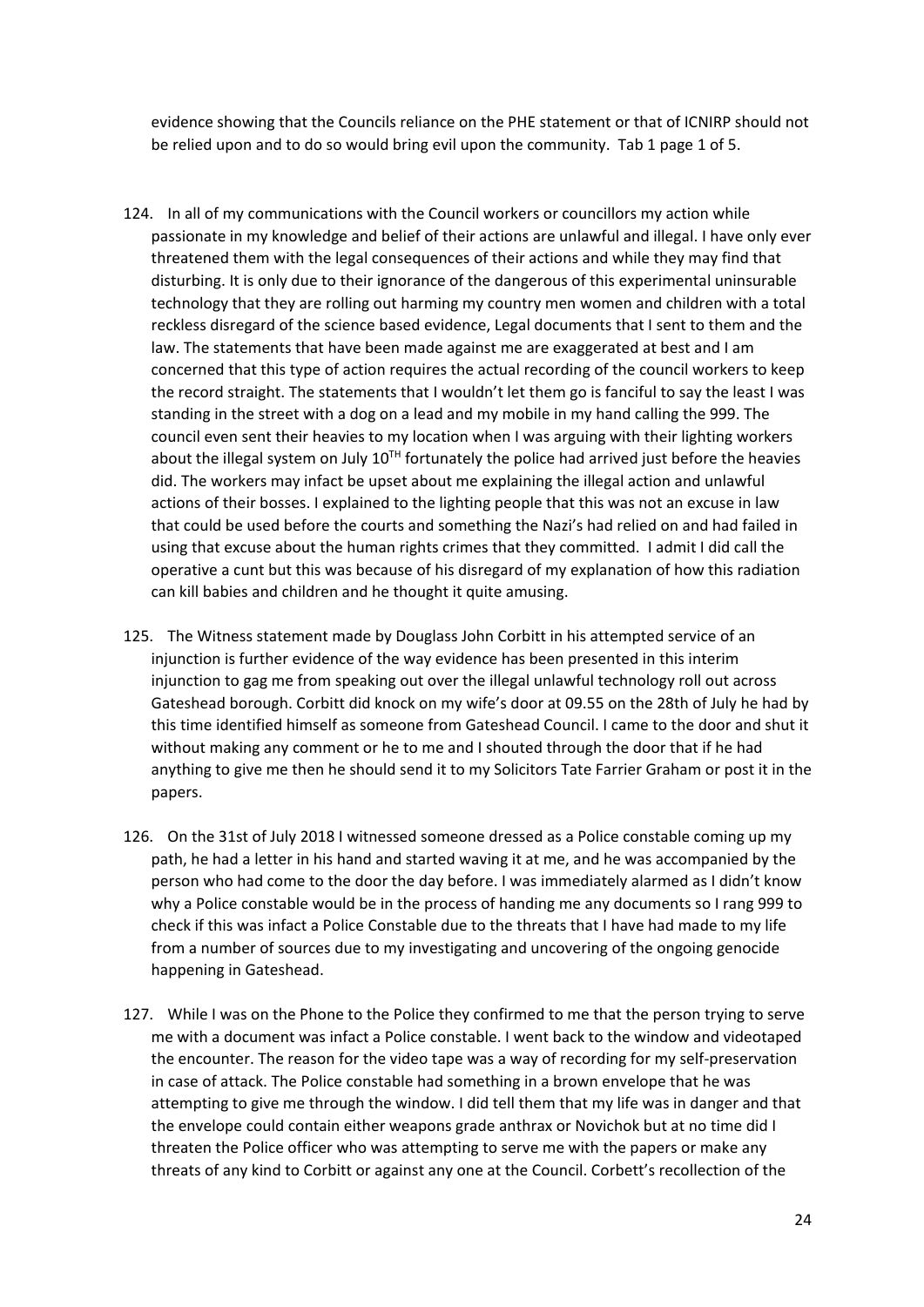evidence showing that the Councils reliance on the PHE statement or that of ICNIRP should not be relied upon and to do so would bring evil upon the community. Tab 1 page 1 of 5.

124. In all of my communications with the Council workers or councillors my action while passionate in my knowledge and belief of their actions are unlawful and illegal. I have only ever threatened them with the legal consequences of their actions and while they may find that disturbing. It is only due to their ignorance of the dangerous of this experimental uninsurable technology that they are rolling out harming my country men women and children with a total reckless disregard of the science based evidence, Legal documents that I sent to them and the law. The statements that have been made against me are exaggerated at best and I am concerned that this type of action requires the actual recording of the council workers to keep the record straight. The statements that I wouldn't let them go is fanciful to say the least I was standing in the street with a dog on a lead and my mobile in my hand calling the 999. The council even sent their heavies to my location when I was arguing with their lighting workers about the illegal system on July 10TH fortunately the police had arrived just before the heavies did. The workers may infact be upset about me explaining the illegal action and unlawful actions of their bosses. I explained to the lighting people that this was not an excuse in law that could be used before the courts and something the Nazi's had relied on and had failed in using that excuse about the human rights crimes that they committed. I admit I did call the operative a cunt but this was because of his disregard of my explanation of how this radiation can kill babies and children and he thought it quite amusing.

125. The Witness statement made by Douglass John Corbitt in his attempted service of an injunction is further evidence of the way evidence has been presented in this interim injunction to gag me from speaking out over the illegal unlawful technology roll out across Gateshead borough. Corbitt did knock on my wife's door at 09.55 on the 28th of July he had by this time identified himself as someone from Gateshead Council. I came to the door and shut it without making any comment or he to me and I shouted through the door that if he had anything to give me then he should send it to my Solicitors Tate Farrier Graham or post it in the papers.

126. On the 31st of July 2018 I witnessed someone dressed as a Police constable coming up my path, he had a letter in his hand and started waving it at me, and he was accompanied by the person who had come to the door the day before. I was immediately alarmed as I didn't know why a Police constable would be in the process of handing me any documents so I rang 999 to check if this was infact a Police Constable due to the threats that I have had made to my life from a number of sources due to my investigating and uncovering of the ongoing genocide happening in Gateshead.

127. While I was on the Phone to the Police they confirmed to me that the person trying to serve me with a document was infact a Police constable. I went back to the window and videotaped the encounter. The reason for the video tape was a way of recording for my self-preservation in case of attack. The Police constable had something in a brown envelope that he was attempting to give me through the window. I did tell them that my life was in danger and that the envelope could contain either weapons grade anthrax or Novichok but at no time did I threaten the Police officer who was attempting to serve me with the papers or make any threats of any kind to Corbitt or against any one at the Council. Corbett's recollection of the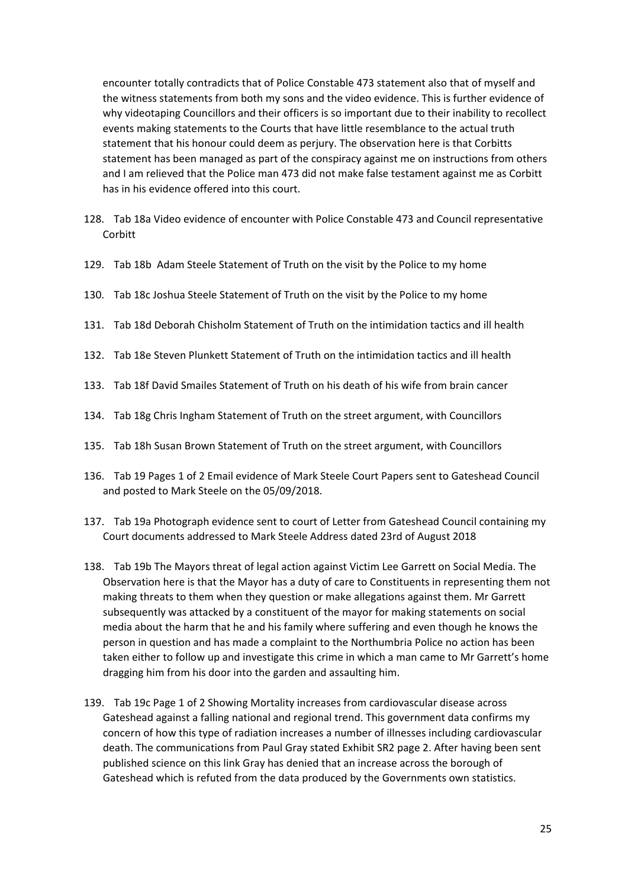encounter totally contradicts that of Police Constable 473 statement also that of myself and the witness statements from both my sons and the video evidence. This is further evidence of why videotaping Councillors and their officers is so important due to their inability to recollect events making statements to the Courts that have little resemblance to the actual truth statement that his honour could deem as perjury. The observation here is that Corbitts statement has been managed as part of the conspiracy against me on instructions from others and I am relieved that the Police man 473 did not make false testament against me as Corbitt has in his evidence offered into this court.

128. Tab 18a Video evidence of encounter with Police Constable 473 and Council representative Corbitt

129. Tab 18b Adam Steele Statement of Truth on the visit by the Police to my home

130. Tab 18c Joshua Steele Statement of Truth on the visit by the Police to my home

131. Tab 18d Deborah Chisholm Statement of Truth on the intimidation tactics and ill health

132. Tab 18e Steven Plunkett Statement of Truth on the intimidation tactics and ill health

133. Tab 18f David Smailes Statement of Truth on his death of his wife from brain cancer

134. Tab 18g Chris Ingham Statement of Truth on the street argument, with Councillors

135. Tab 18h Susan Brown Statement of Truth on the street argument, with Councillors

136. Tab 19 Pages 1 of 2 Email evidence of Mark Steele Court Papers sent to Gateshead Council and posted to Mark Steele on the 05/09/2018.

137. Tab 19a Photograph evidence sent to court of Letter from Gateshead Council containing my Court documents addressed to Mark Steele Address dated 23rd of August 2018

138. Tab 19b The Mayors threat of legal action against Victim Lee Garrett on Social Media. The Observation here is that the Mayor has a duty of care to Constituents in representing them not making threats to them when they question or make allegations against them. Mr Garrett subsequently was attacked by a constituent of the mayor for making statements on social media about the harm that he and his family where suffering and even though he knows the person in question and has made a complaint to the Northumbria Police no action has been taken either to follow up and investigate this crime in which a man came to Mr Garrett's home dragging him from his door into the garden and assaulting him.

139. Tab 19c Page 1 of 2 Showing Mortality increases from cardiovascular disease across Gateshead against a falling national and regional trend. This government data confirms my concern of how this type of radiation increases a number of illnesses including cardiovascular death. The communications from Paul Gray stated Exhibit SR2 page 2. After having been sent published science on this link Gray has denied that an increase across the borough of Gateshead which is refuted from the data produced by the Governments own statistics.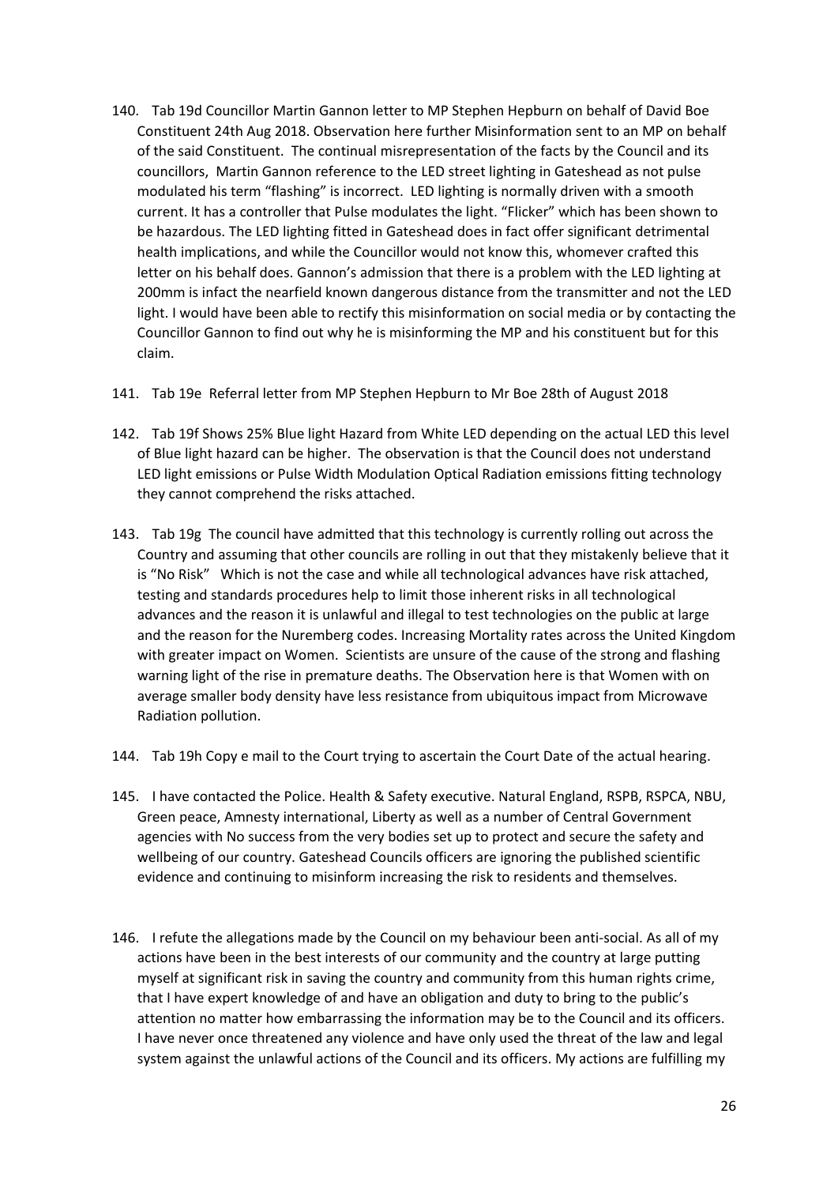140. Tab 19d Councillor Martin Gannon letter to MP Stephen Hepburn on behalf of David Boe Constituent 24th Aug 2018. Observation here further Misinformation sent to an MP on behalf of the said Constituent. The continual misrepresentation of the facts by the Council and its councillors, Martin Gannon reference to the LED street lighting in Gateshead as not pulse modulated his term "flashing" is incorrect. LED lighting is normally driven with a smooth current. It has a controller that Pulse modulates the light. "Flicker" which has been shown to be hazardous. The LED lighting fitted in Gateshead does in fact offer significant detrimental health implications, and while the Councillor would not know this, whomever crafted this letter on his behalf does. Gannon's admission that there is a problem with the LED lighting at 200mm is infact the nearfield known dangerous distance from the transmitter and not the LED light. I would have been able to rectify this misinformation on social media or by contacting the Councillor Gannon to find out why he is misinforming the MP and his constituent but for this claim.

141. Tab 19e Referral letter from MP Stephen Hepburn to Mr Boe 28th of August 2018

142. Tab 19f Shows 25% Blue light Hazard from White LED depending on the actual LED this level of Blue light hazard can be higher. The observation is that the Council does not understand LED light emissions or Pulse Width Modulation Optical Radiation emissions fitting technology they cannot comprehend the risks attached.

143. Tab 19g The council have admitted that this technology is currently rolling out across the Country and assuming that other councils are rolling in out that they mistakenly believe that it is "No Risk" Which is not the case and while all technological advances have risk attached, testing and standards procedures help to limit those inherent risks in all technological advances and the reason it is unlawful and illegal to test technologies on the public at large and the reason for the Nuremberg codes. Increasing Mortality rates across the United Kingdom with greater impact on Women. Scientists are unsure of the cause of the strong and flashing warning light of the rise in premature deaths. The Observation here is that Women with on average smaller body density have less resistance from ubiquitous impact from Microwave Radiation pollution.

144. Tab 19h Copy e mail to the Court trying to ascertain the Court Date of the actual hearing.

145. I have contacted the Police. Health & Safety executive. Natural England, RSPB, RSPCA, NBU, Green peace, Amnesty international, Liberty as well as a number of Central Government agencies with No success from the very bodies set up to protect and secure the safety and wellbeing of our country. Gateshead Councils officers are ignoring the published scientific evidence and continuing to misinform increasing the risk to residents and themselves.

146. I refute the allegations made by the Council on my behaviour been anti-social. As all of my actions have been in the best interests of our community and the country at large putting myself at significant risk in saving the country and community from this human rights crime, that I have expert knowledge of and have an obligation and duty to bring to the public's attention no matter how embarrassing the information may be to the Council and its officers. I have never once threatened any violence and have only used the threat of the law and legal system against the unlawful actions of the Council and its officers. My actions are fulfilling my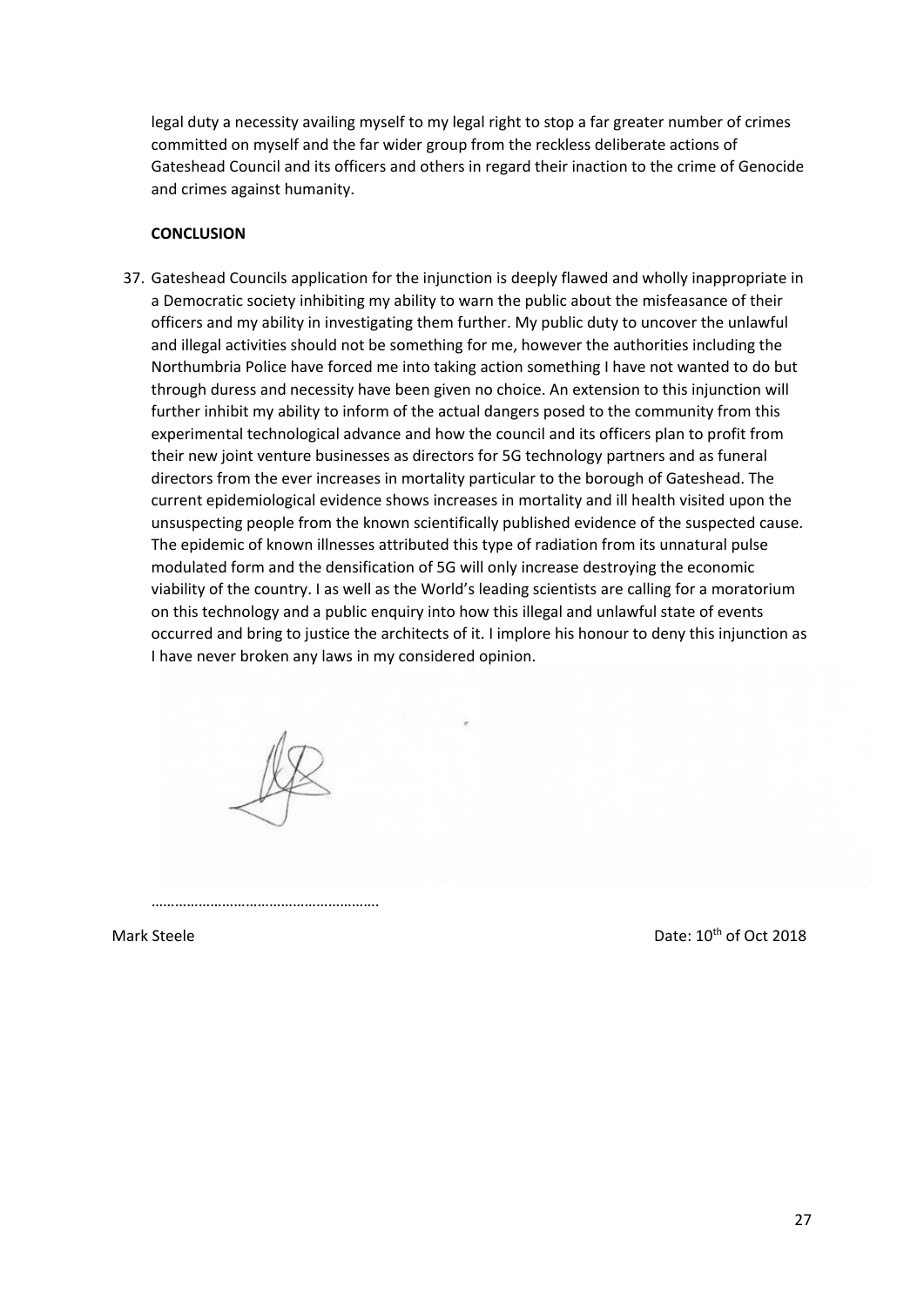legal duty a necessity availing myself to my legal right to stop a far greater number of crimes committed on myself and the far wider group from the reckless deliberate actions of Gateshead Council and its officers and others in regard their inaction to the crime of Genocide and crimes against humanity.

**CONCLUSION**

37. Gateshead Councils application for the injunction is deeply flawed and wholly inappropriate in a Democratic society inhibiting my ability to warn the public about the misfeasance of their officers and my ability in investigating them further. My public duty to uncover the unlawful and illegal activities should not be something for me, however the authorities including the Northumbria Police have forced me into taking action something I have not wanted to do but through duress and necessity have been given no choice. An extension to this injunction will further inhibit my ability to inform of the actual dangers posed to the community from this experimental technological advance and how the council and its officers plan to profit from their new joint venture businesses as directors for 5G technology partners and as funeral directors from the ever increases in mortality particular to the borough of Gateshead. The current epidemiological evidence shows increases in mortality and ill health visited upon the unsuspecting people from the known scientifically published evidence of the suspected cause. The epidemic of known illnesses attributed this type of radiation from its unnatural pulse modulated form and the densification of 5G will only increase destroying the economic viability of the country. I as well as the World's leading scientists are calling for a moratorium on this technology and a public enquiry into how this illegal and unlawful state of events occurred and bring to justice the architects of it. I implore his honour to deny this injunction as I have never broken any laws in my considered opinion.

…………………………………………………

Mark Steele

Date: 10th of Oct 2018